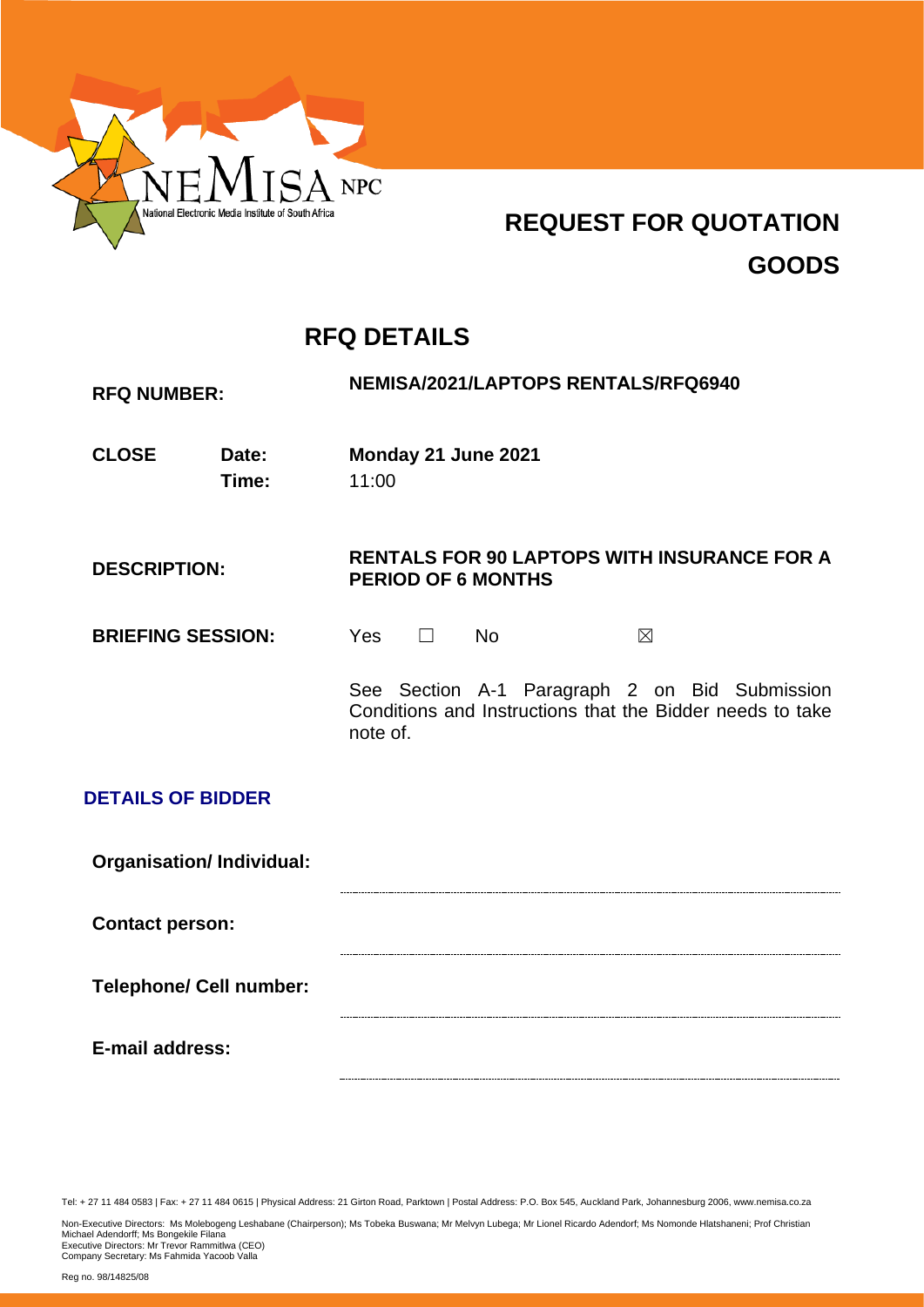NEMISA NPC
National Electronic Media Institute of South Africa

# REQUEST FOR QUOTATION

# GOODS

## RFQ DETAILS

| | |
|---|---|
| **RFQ NUMBER:** | **NEMISA/2021/LAPTOPS RENTALS/RFQ6940** |
| **CLOSE** **Date:** | **Monday 21 June 2021** |
| **Time:** | 11:00 |
| **DESCRIPTION:** | **RENTALS FOR 90 LAPTOPS WITH INSURANCE FOR A PERIOD OF 6 MONTHS** |
| **BRIEFING SESSION:** | Yes ☐ No ☒ |

See Section A-1 Paragraph 2 on Bid Submission Conditions and Instructions that the Bidder needs to take note of.

### DETAILS OF BIDDER

**Organisation/ Individual:** ..............................................................................

**Contact person:** ..............................................................................

**Telephone/ Cell number:** ..............................................................................

**E-mail address:** ..............................................................................

Tel: + 27 11 484 0583 | Fax: + 27 11 484 0615 | Physical Address: 21 Girton Road, Parktown | Postal Address: P.O. Box 545, Auckland Park, Johannesburg 2006, www.nemisa.co.za

Non-Executive Directors: Ms Molebogeng Leshabane (Chairperson); Ms Tobeka Buswana; Mr Melvyn Lubega; Mr Lionel Ricardo Adendorf; Ms Nomonde Hlatshaneni; Prof Christian Michael Adendorff; Ms Bongekile Filana
Executive Directors: Mr Trevor Rammitlwa (CEO)
Company Secretary: Ms Fahmida Yacoob Valla

Reg no. 98/14825/08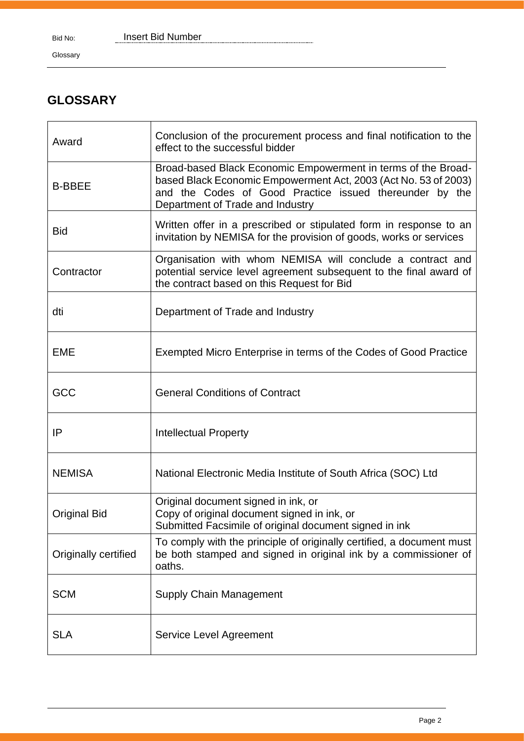## GLOSSARY

| | |
|---|---|
| Award | Conclusion of the procurement process and final notification to the effect to the successful bidder |
| B-BBEE | Broad-based Black Economic Empowerment in terms of the Broad-based Black Economic Empowerment Act, 2003 (Act No. 53 of 2003) and the Codes of Good Practice issued thereunder by the Department of Trade and Industry |
| Bid | Written offer in a prescribed or stipulated form in response to an invitation by NEMISA for the provision of goods, works or services |
| Contractor | Organisation with whom NEMISA will conclude a contract and potential service level agreement subsequent to the final award of the contract based on this Request for Bid |
| dti | Department of Trade and Industry |
| EME | Exempted Micro Enterprise in terms of the Codes of Good Practice |
| GCC | General Conditions of Contract |
| IP | Intellectual Property |
| NEMISA | National Electronic Media Institute of South Africa (SOC) Ltd |
| Original Bid | Original document signed in ink, or<br>Copy of original document signed in ink, or<br>Submitted Facsimile of original document signed in ink |
| Originally certified | To comply with the principle of originally certified, a document must be both stamped and signed in original ink by a commissioner of oaths. |
| SCM | Supply Chain Management |
| SLA | Service Level Agreement |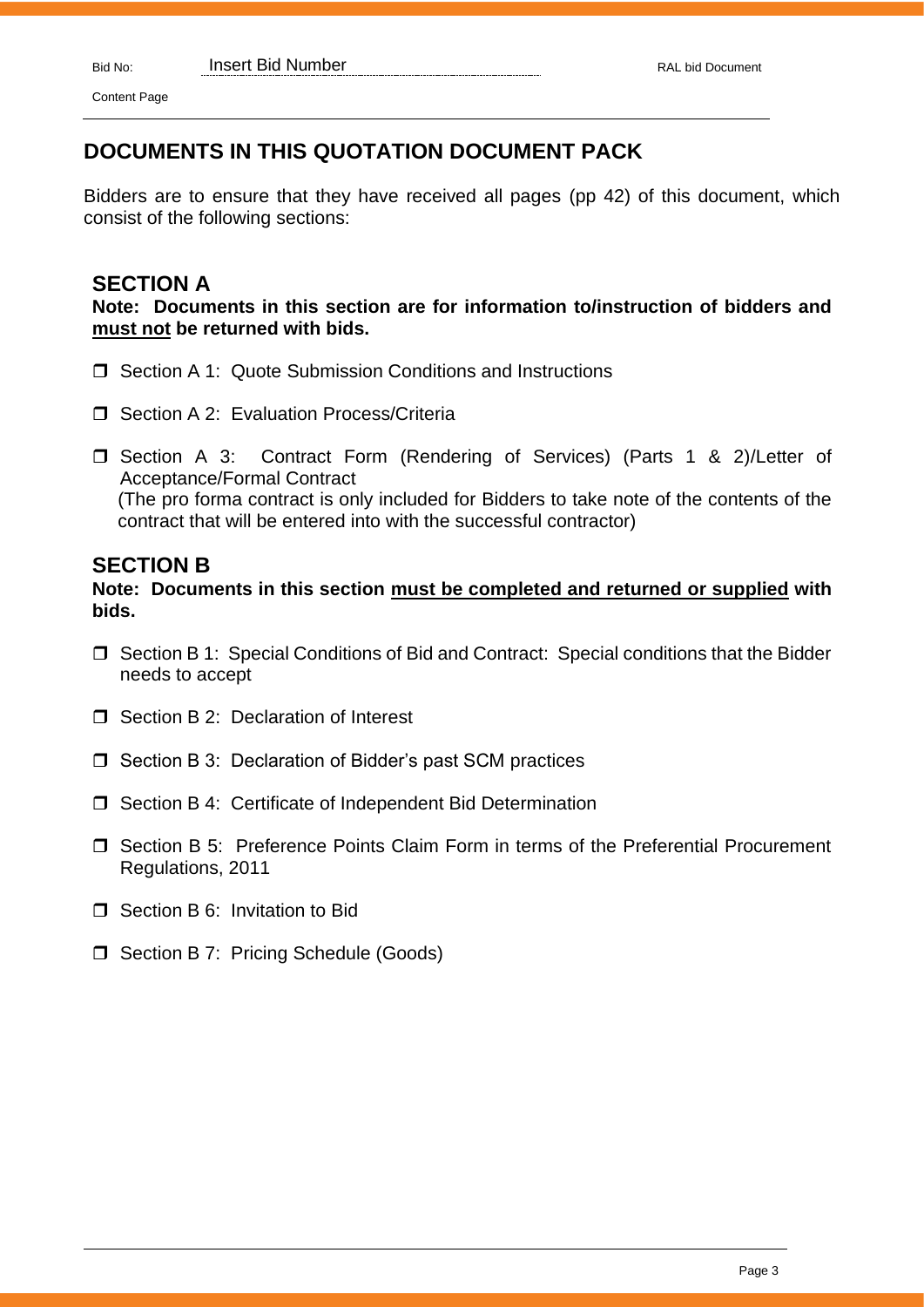## DOCUMENTS IN THIS QUOTATION DOCUMENT PACK

Bidders are to ensure that they have received all pages (pp 42) of this document, which consist of the following sections:

### SECTION A

**Note: Documents in this section are for information to/instruction of bidders and <u>must not</u> be returned with bids.**

- ❒ Section A 1: Quote Submission Conditions and Instructions
- ❒ Section A 2: Evaluation Process/Criteria
- ❒ Section A 3: Contract Form (Rendering of Services) (Parts 1 & 2)/Letter of Acceptance/Formal Contract
  (The pro forma contract is only included for Bidders to take note of the contents of the contract that will be entered into with the successful contractor)

### SECTION B

**Note: Documents in this section <u>must be completed and returned or supplied</u> with bids.**

- ❒ Section B 1: Special Conditions of Bid and Contract: Special conditions that the Bidder needs to accept
- ❒ Section B 2: Declaration of Interest
- ❒ Section B 3: Declaration of Bidder's past SCM practices
- ❒ Section B 4: Certificate of Independent Bid Determination
- ❒ Section B 5: Preference Points Claim Form in terms of the Preferential Procurement Regulations, 2011
- ❒ Section B 6: Invitation to Bid
- ❒ Section B 7: Pricing Schedule (Goods)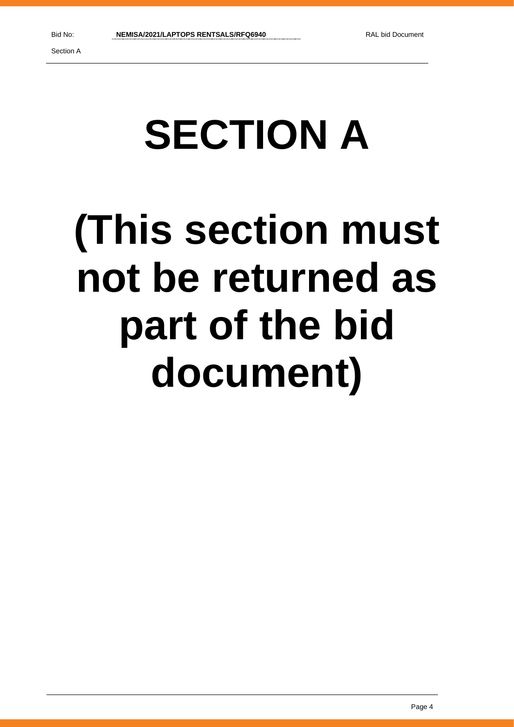# SECTION A

# (This section must not be returned as part of the bid document)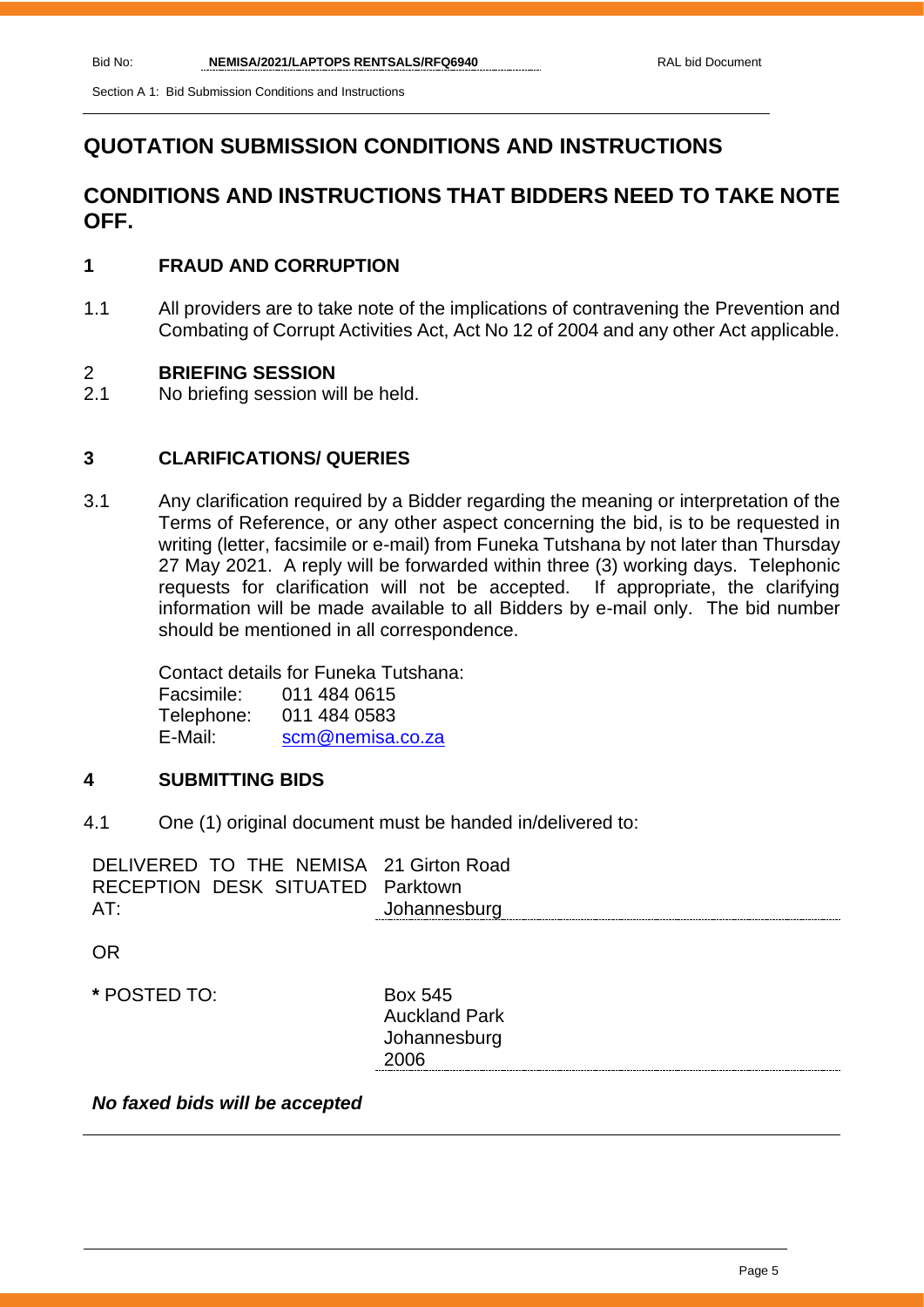# QUOTATION SUBMISSION CONDITIONS AND INSTRUCTIONS

# CONDITIONS AND INSTRUCTIONS THAT BIDDERS NEED TO TAKE NOTE OFF.

## 1 FRAUD AND CORRUPTION

1.1 All providers are to take note of the implications of contravening the Prevention and Combating of Corrupt Activities Act, Act No 12 of 2004 and any other Act applicable.

## 2 BRIEFING SESSION

2.1 No briefing session will be held.

## 3 CLARIFICATIONS/ QUERIES

3.1 Any clarification required by a Bidder regarding the meaning or interpretation of the Terms of Reference, or any other aspect concerning the bid, is to be requested in writing (letter, facsimile or e-mail) from Funeka Tutshana by not later than Thursday 27 May 2021. A reply will be forwarded within three (3) working days. Telephonic requests for clarification will not be accepted. If appropriate, the clarifying information will be made available to all Bidders by e-mail only. The bid number should be mentioned in all correspondence.

Contact details for Funeka Tutshana:

| | |
|---|---|
| Facsimile: | 011 484 0615 |
| Telephone: | 011 484 0583 |
| E-Mail: | scm@nemisa.co.za |

## 4 SUBMITTING BIDS

4.1 One (1) original document must be handed in/delivered to:

| | |
|---|---|
| DELIVERED TO THE NEMISA RECEPTION DESK SITUATED AT: | 21 Girton Road<br>Parktown<br>Johannesburg |

OR

| | |
|---|---|
| **\*** POSTED TO: | Box 545<br>Auckland Park<br>Johannesburg<br>2006 |

***No faxed bids will be accepted***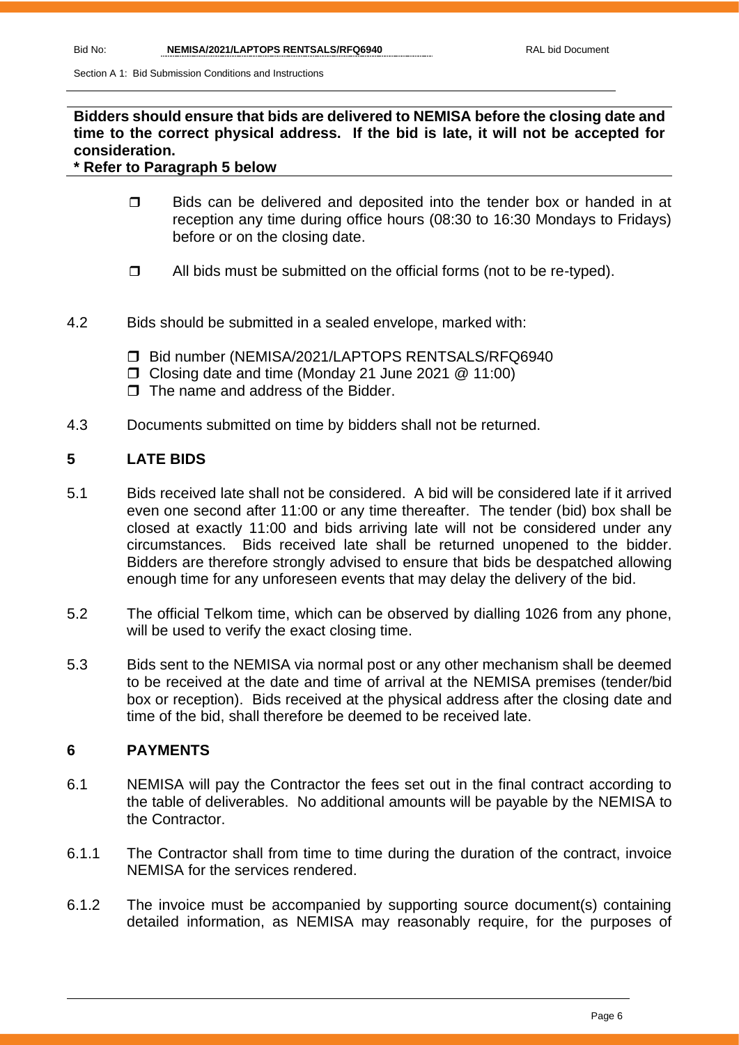**Bidders should ensure that bids are delivered to NEMISA before the closing date and time to the correct physical address. If the bid is late, it will not be accepted for consideration.**
**\* Refer to Paragraph 5 below**

- ❒ Bids can be delivered and deposited into the tender box or handed in at reception any time during office hours (08:30 to 16:30 Mondays to Fridays) before or on the closing date.
- ❒ All bids must be submitted on the official forms (not to be re-typed).

4.2 Bids should be submitted in a sealed envelope, marked with:

- ❒ Bid number (NEMISA/2021/LAPTOPS RENTSALS/RFQ6940
- ❒ Closing date and time (Monday 21 June 2021 @ 11:00)
- ❒ The name and address of the Bidder.

4.3 Documents submitted on time by bidders shall not be returned.

## 5 LATE BIDS

5.1 Bids received late shall not be considered. A bid will be considered late if it arrived even one second after 11:00 or any time thereafter. The tender (bid) box shall be closed at exactly 11:00 and bids arriving late will not be considered under any circumstances. Bids received late shall be returned unopened to the bidder. Bidders are therefore strongly advised to ensure that bids be despatched allowing enough time for any unforeseen events that may delay the delivery of the bid.

5.2 The official Telkom time, which can be observed by dialling 1026 from any phone, will be used to verify the exact closing time.

5.3 Bids sent to the NEMISA via normal post or any other mechanism shall be deemed to be received at the date and time of arrival at the NEMISA premises (tender/bid box or reception). Bids received at the physical address after the closing date and time of the bid, shall therefore be deemed to be received late.

## 6 PAYMENTS

6.1 NEMISA will pay the Contractor the fees set out in the final contract according to the table of deliverables. No additional amounts will be payable by the NEMISA to the Contractor.

6.1.1 The Contractor shall from time to time during the duration of the contract, invoice NEMISA for the services rendered.

6.1.2 The invoice must be accompanied by supporting source document(s) containing detailed information, as NEMISA may reasonably require, for the purposes of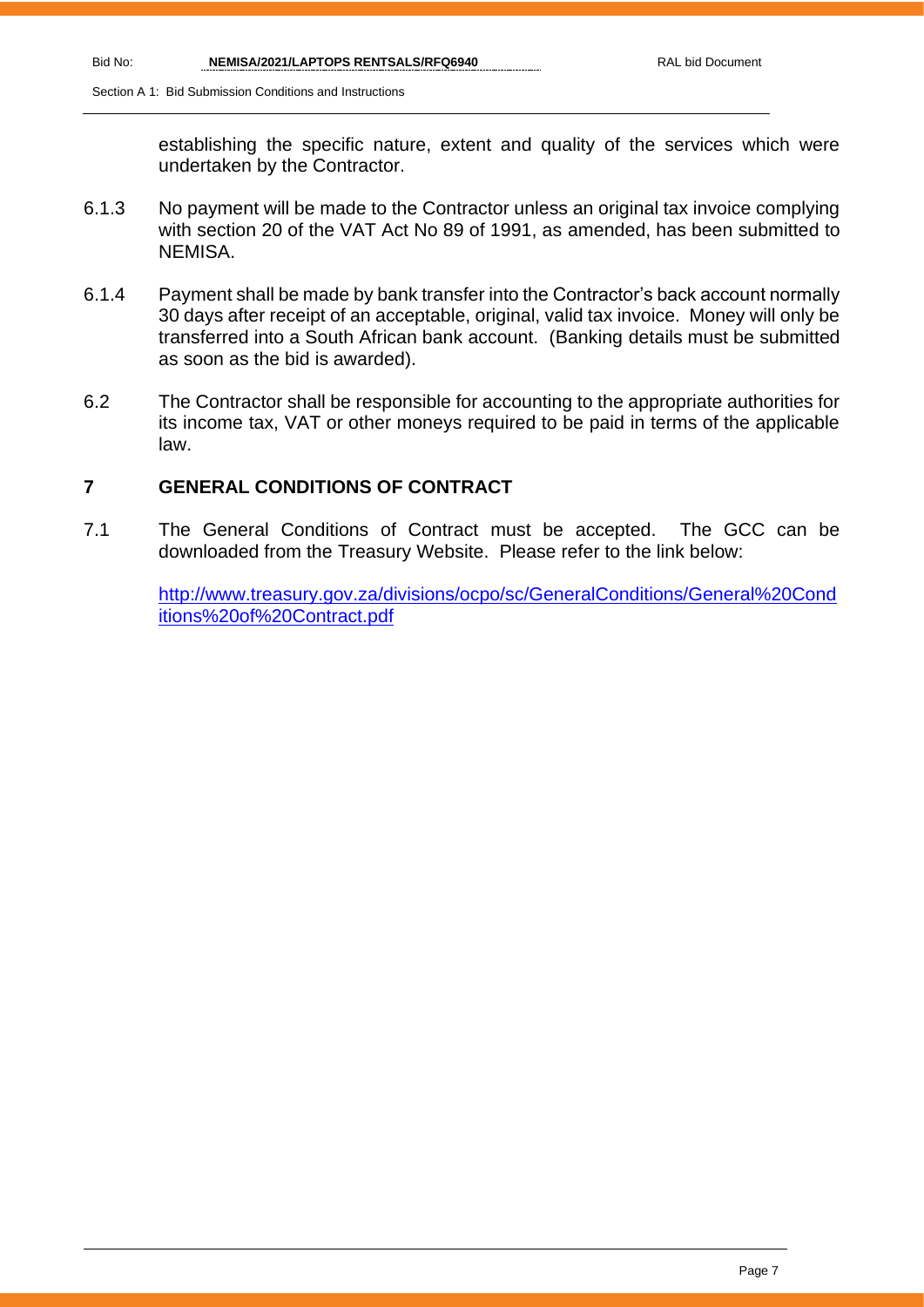establishing the specific nature, extent and quality of the services which were undertaken by the Contractor.

6.1.3 No payment will be made to the Contractor unless an original tax invoice complying with section 20 of the VAT Act No 89 of 1991, as amended, has been submitted to NEMISA.

6.1.4 Payment shall be made by bank transfer into the Contractor's back account normally 30 days after receipt of an acceptable, original, valid tax invoice. Money will only be transferred into a South African bank account. (Banking details must be submitted as soon as the bid is awarded).

6.2 The Contractor shall be responsible for accounting to the appropriate authorities for its income tax, VAT or other moneys required to be paid in terms of the applicable law.

## 7 GENERAL CONDITIONS OF CONTRACT

7.1 The General Conditions of Contract must be accepted. The GCC can be downloaded from the Treasury Website. Please refer to the link below:

http://www.treasury.gov.za/divisions/ocpo/sc/GeneralConditions/General%20Conditions%20of%20Contract.pdf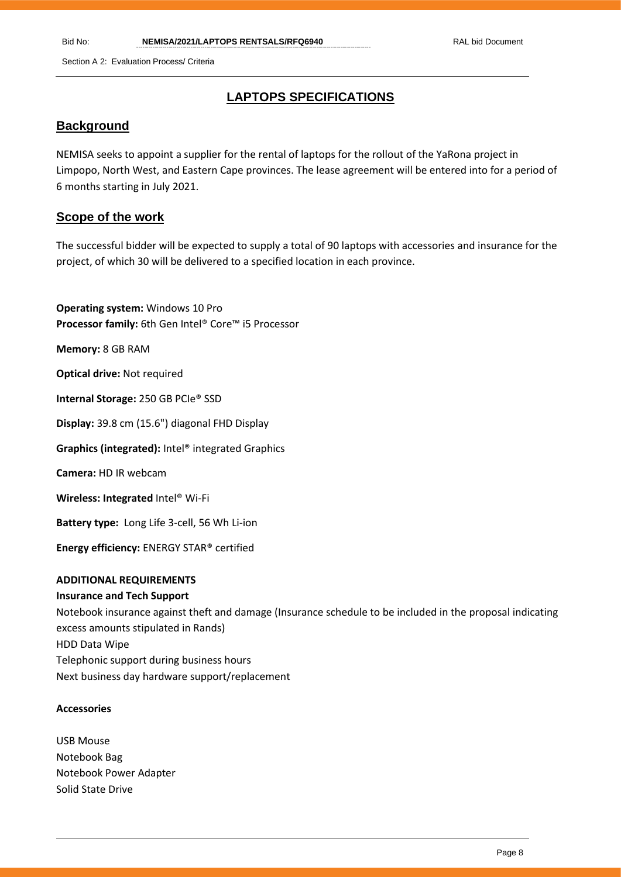# LAPTOPS SPECIFICATIONS

## Background

NEMISA seeks to appoint a supplier for the rental of laptops for the rollout of the YaRona project in Limpopo, North West, and Eastern Cape provinces. The lease agreement will be entered into for a period of 6 months starting in July 2021.

## Scope of the work

The successful bidder will be expected to supply a total of 90 laptops with accessories and insurance for the project, of which 30 will be delivered to a specified location in each province.

**Operating system:** Windows 10 Pro
**Processor family:** 6th Gen Intel® Core™ i5 Processor

**Memory:** 8 GB RAM

**Optical drive:** Not required

**Internal Storage:** 250 GB PCIe® SSD

**Display:** 39.8 cm (15.6") diagonal FHD Display

**Graphics (integrated):** Intel® integrated Graphics

**Camera:** HD IR webcam

**Wireless: Integrated** Intel® Wi-Fi

**Battery type:** Long Life 3-cell, 56 Wh Li-ion

**Energy efficiency:** ENERGY STAR® certified

**ADDITIONAL REQUIREMENTS**

**Insurance and Tech Support**

Notebook insurance against theft and damage (Insurance schedule to be included in the proposal indicating excess amounts stipulated in Rands)
HDD Data Wipe
Telephonic support during business hours
Next business day hardware support/replacement

**Accessories**

USB Mouse
Notebook Bag
Notebook Power Adapter
Solid State Drive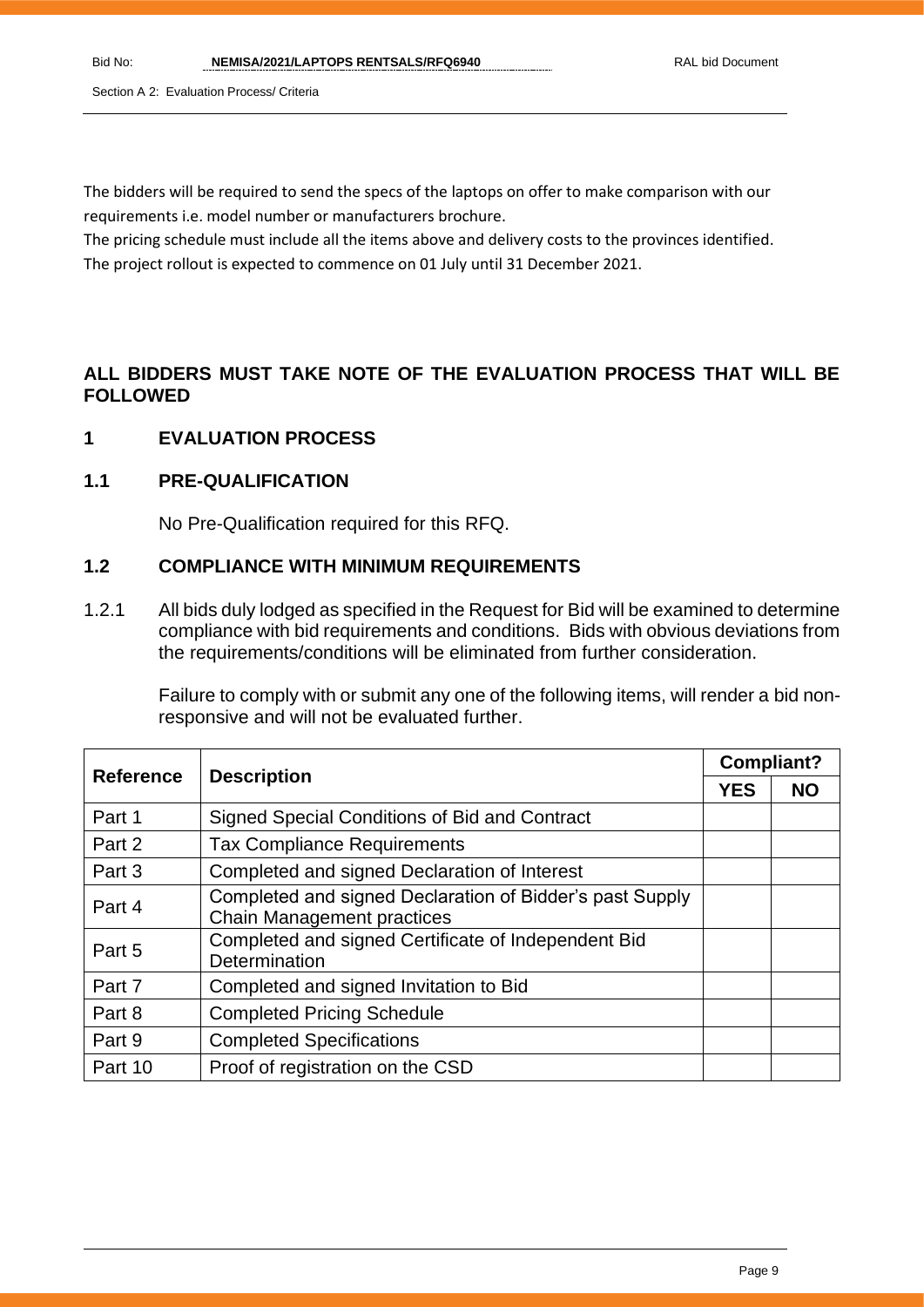The bidders will be required to send the specs of the laptops on offer to make comparison with our requirements i.e. model number or manufacturers brochure.
The pricing schedule must include all the items above and delivery costs to the provinces identified.
The project rollout is expected to commence on 01 July until 31 December 2021.

**ALL BIDDERS MUST TAKE NOTE OF THE EVALUATION PROCESS THAT WILL BE FOLLOWED**

## 1 EVALUATION PROCESS

### 1.1 PRE-QUALIFICATION

No Pre-Qualification required for this RFQ.

### 1.2 COMPLIANCE WITH MINIMUM REQUIREMENTS

1.2.1 All bids duly lodged as specified in the Request for Bid will be examined to determine compliance with bid requirements and conditions. Bids with obvious deviations from the requirements/conditions will be eliminated from further consideration.

Failure to comply with or submit any one of the following items, will render a bid non-responsive and will not be evaluated further.

| Reference | Description | Compliant? | |
|---|---|---|---|
| | | **YES** | **NO** |
| Part 1 | Signed Special Conditions of Bid and Contract | | |
| Part 2 | Tax Compliance Requirements | | |
| Part 3 | Completed and signed Declaration of Interest | | |
| Part 4 | Completed and signed Declaration of Bidder's past Supply Chain Management practices | | |
| Part 5 | Completed and signed Certificate of Independent Bid Determination | | |
| Part 7 | Completed and signed Invitation to Bid | | |
| Part 8 | Completed Pricing Schedule | | |
| Part 9 | Completed Specifications | | |
| Part 10 | Proof of registration on the CSD | | |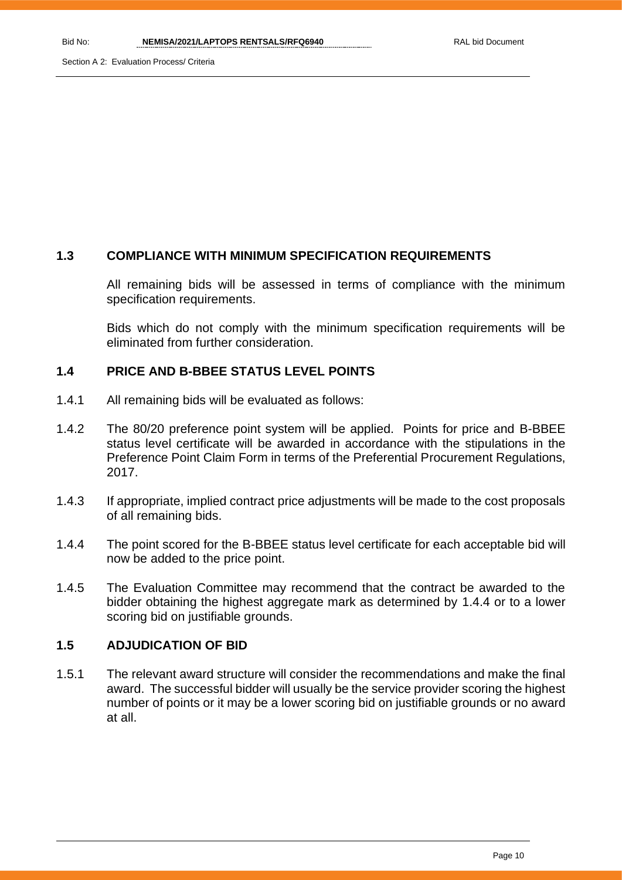## 1.3 COMPLIANCE WITH MINIMUM SPECIFICATION REQUIREMENTS

All remaining bids will be assessed in terms of compliance with the minimum specification requirements.

Bids which do not comply with the minimum specification requirements will be eliminated from further consideration.

## 1.4 PRICE AND B-BBEE STATUS LEVEL POINTS

1.4.1 All remaining bids will be evaluated as follows:

1.4.2 The 80/20 preference point system will be applied. Points for price and B-BBEE status level certificate will be awarded in accordance with the stipulations in the Preference Point Claim Form in terms of the Preferential Procurement Regulations, 2017.

1.4.3 If appropriate, implied contract price adjustments will be made to the cost proposals of all remaining bids.

1.4.4 The point scored for the B-BBEE status level certificate for each acceptable bid will now be added to the price point.

1.4.5 The Evaluation Committee may recommend that the contract be awarded to the bidder obtaining the highest aggregate mark as determined by 1.4.4 or to a lower scoring bid on justifiable grounds.

## 1.5 ADJUDICATION OF BID

1.5.1 The relevant award structure will consider the recommendations and make the final award. The successful bidder will usually be the service provider scoring the highest number of points or it may be a lower scoring bid on justifiable grounds or no award at all.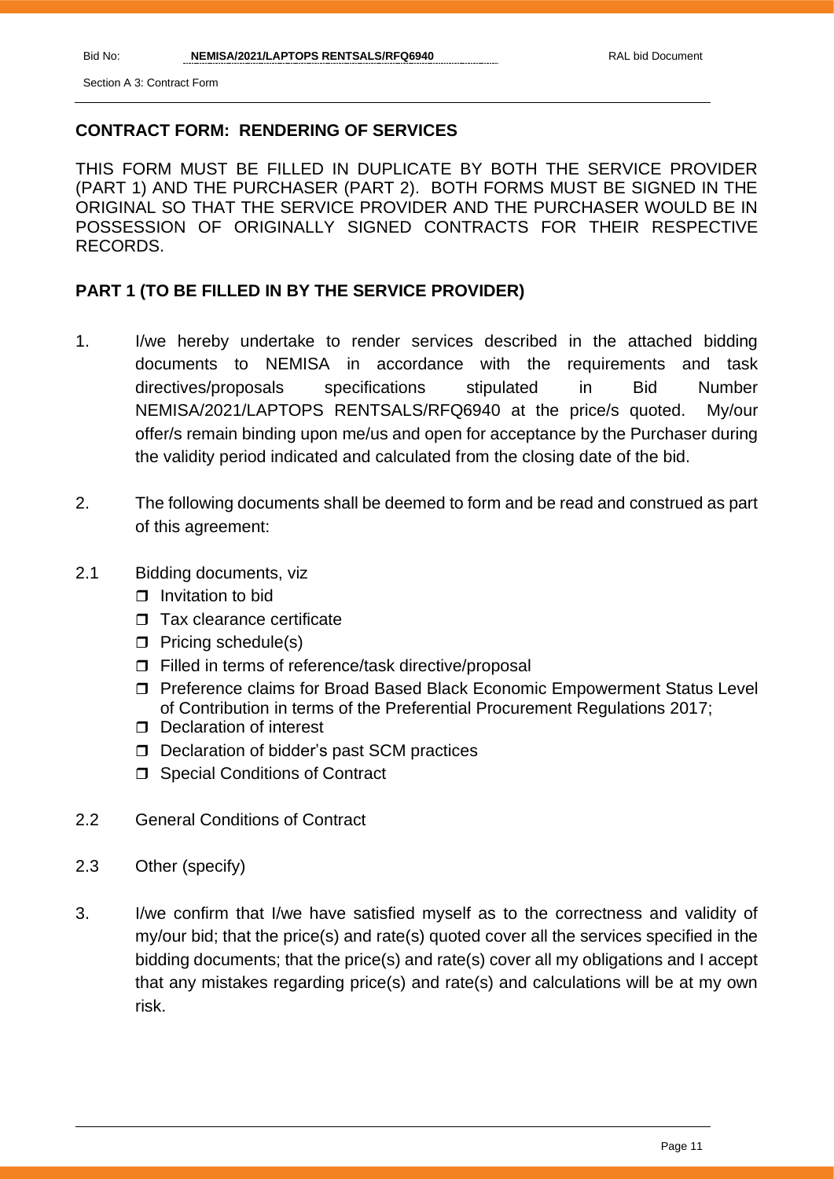## CONTRACT FORM: RENDERING OF SERVICES

THIS FORM MUST BE FILLED IN DUPLICATE BY BOTH THE SERVICE PROVIDER (PART 1) AND THE PURCHASER (PART 2). BOTH FORMS MUST BE SIGNED IN THE ORIGINAL SO THAT THE SERVICE PROVIDER AND THE PURCHASER WOULD BE IN POSSESSION OF ORIGINALLY SIGNED CONTRACTS FOR THEIR RESPECTIVE RECORDS.

### PART 1 (TO BE FILLED IN BY THE SERVICE PROVIDER)

1. I/we hereby undertake to render services described in the attached bidding documents to NEMISA in accordance with the requirements and task directives/proposals specifications stipulated in Bid Number NEMISA/2021/LAPTOPS RENTSALS/RFQ6940 at the price/s quoted. My/our offer/s remain binding upon me/us and open for acceptance by the Purchaser during the validity period indicated and calculated from the closing date of the bid.

2. The following documents shall be deemed to form and be read and construed as part of this agreement:

2.1 Bidding documents, viz
- ❒ Invitation to bid
- ❒ Tax clearance certificate
- ❒ Pricing schedule(s)
- ❒ Filled in terms of reference/task directive/proposal
- ❒ Preference claims for Broad Based Black Economic Empowerment Status Level of Contribution in terms of the Preferential Procurement Regulations 2017;
- ❒ Declaration of interest
- ❒ Declaration of bidder's past SCM practices
- ❒ Special Conditions of Contract

2.2 General Conditions of Contract

2.3 Other (specify)

3. I/we confirm that I/we have satisfied myself as to the correctness and validity of my/our bid; that the price(s) and rate(s) quoted cover all the services specified in the bidding documents; that the price(s) and rate(s) cover all my obligations and I accept that any mistakes regarding price(s) and rate(s) and calculations will be at my own risk.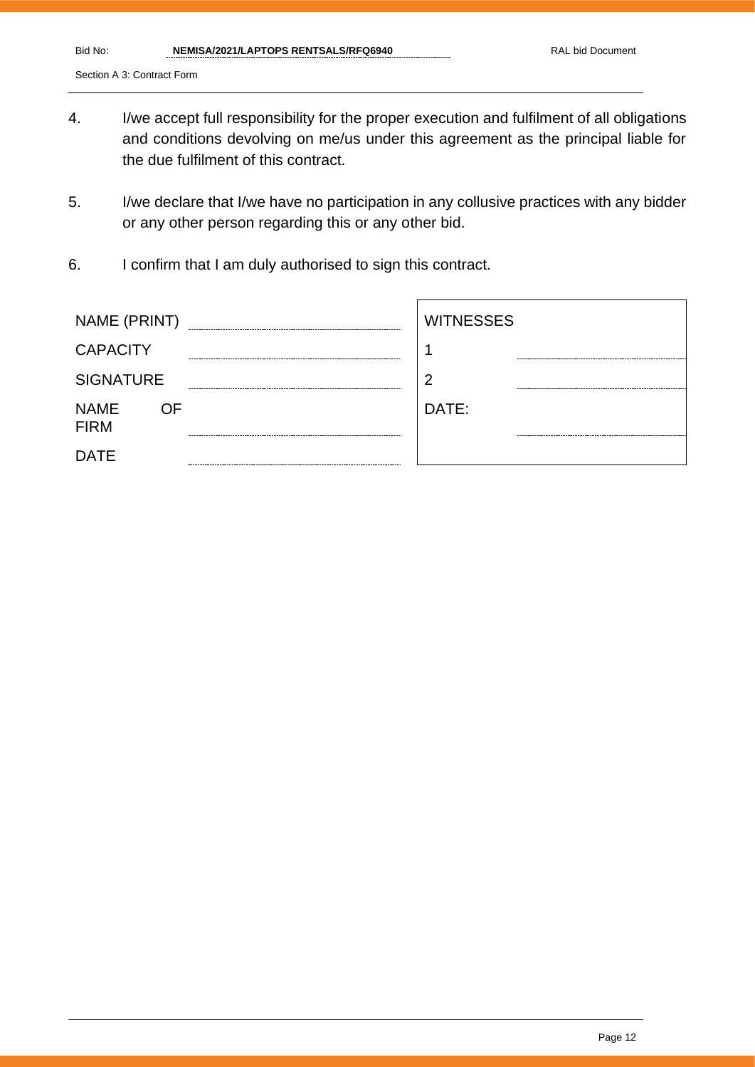4. I/we accept full responsibility for the proper execution and fulfilment of all obligations and conditions devolving on me/us under this agreement as the principal liable for the due fulfilment of this contract.

5. I/we declare that I/we have no participation in any collusive practices with any bidder or any other person regarding this or any other bid.

6. I confirm that I am duly authorised to sign this contract.

| | | | |
|---|---|---|---|
| NAME (PRINT) | ............................................ | WITNESSES | |
| CAPACITY | ............................................ | 1 | ............................................ |
| SIGNATURE | ............................................ | 2 | ............................................ |
| NAME OF FIRM | ............................................ | DATE: | ............................................ |
| DATE | ............................................ | | |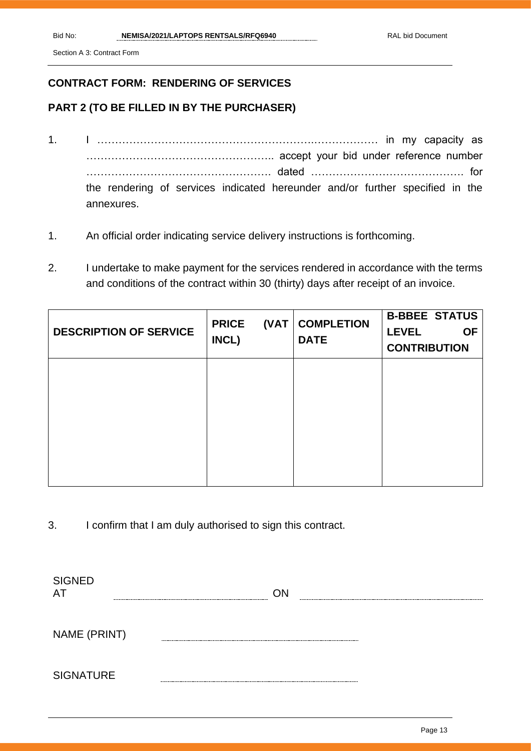## CONTRACT FORM: RENDERING OF SERVICES

## PART 2 (TO BE FILLED IN BY THE PURCHASER)

1. I ……………………………………………………….……………… in my capacity as …………………………………………….. accept your bid under reference number ……………………………………………. dated ……………………………………. for the rendering of services indicated hereunder and/or further specified in the annexures.

1. An official order indicating service delivery instructions is forthcoming.

2. I undertake to make payment for the services rendered in accordance with the terms and conditions of the contract within 30 (thirty) days after receipt of an invoice.

| DESCRIPTION OF SERVICE | PRICE (VAT INCL) | COMPLETION DATE | B-BBEE STATUS LEVEL OF CONTRIBUTION |
|---|---|---|---|
| | | | |

3. I confirm that I am duly authorised to sign this contract.

SIGNED AT .................................................. ON ..................................................

NAME (PRINT) ..................................................

SIGNATURE ..................................................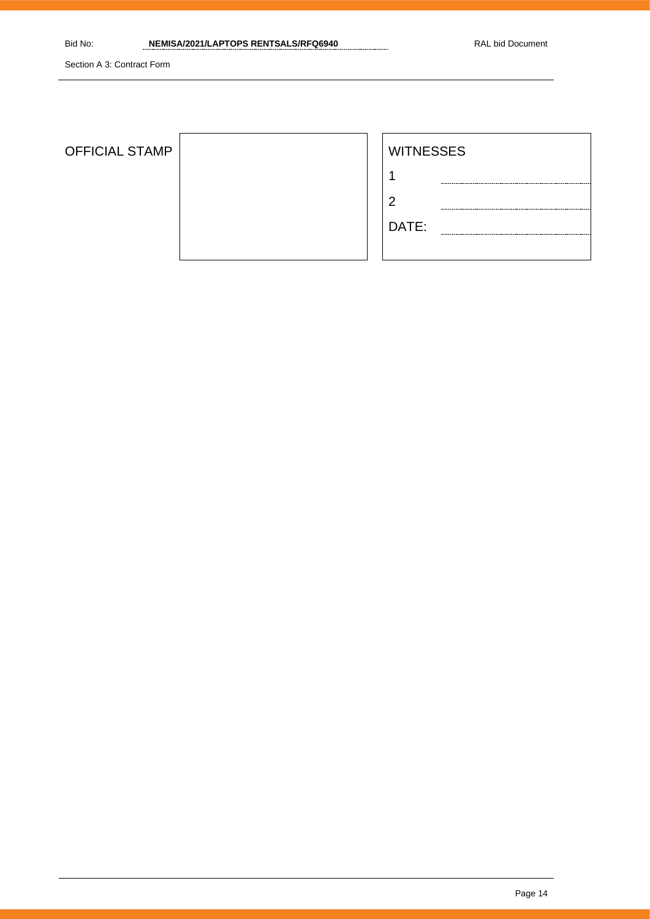| OFFICIAL STAMP | | WITNESSES | |
|---|---|---|---|
| | | 1 | .................................... |
| | | 2 | .................................... |
| | | DATE: | .................................... |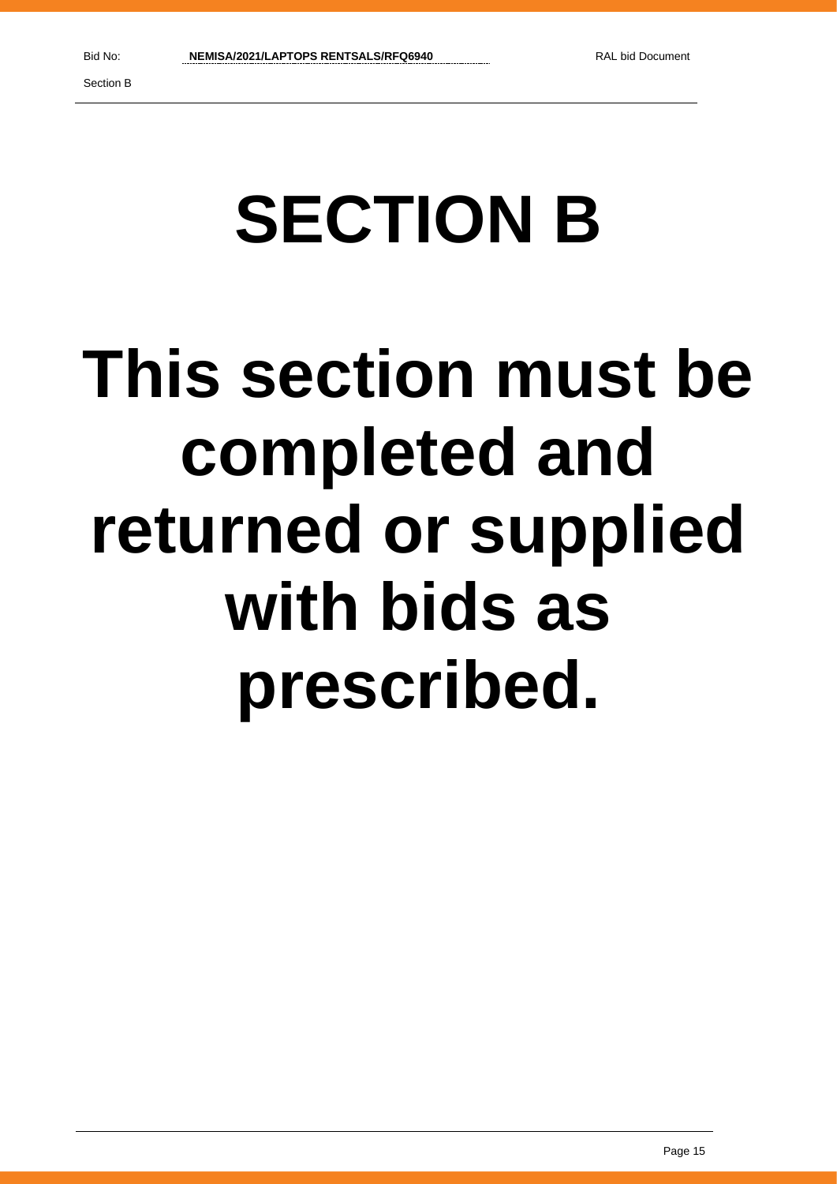# SECTION B

# This section must be completed and returned or supplied with bids as prescribed.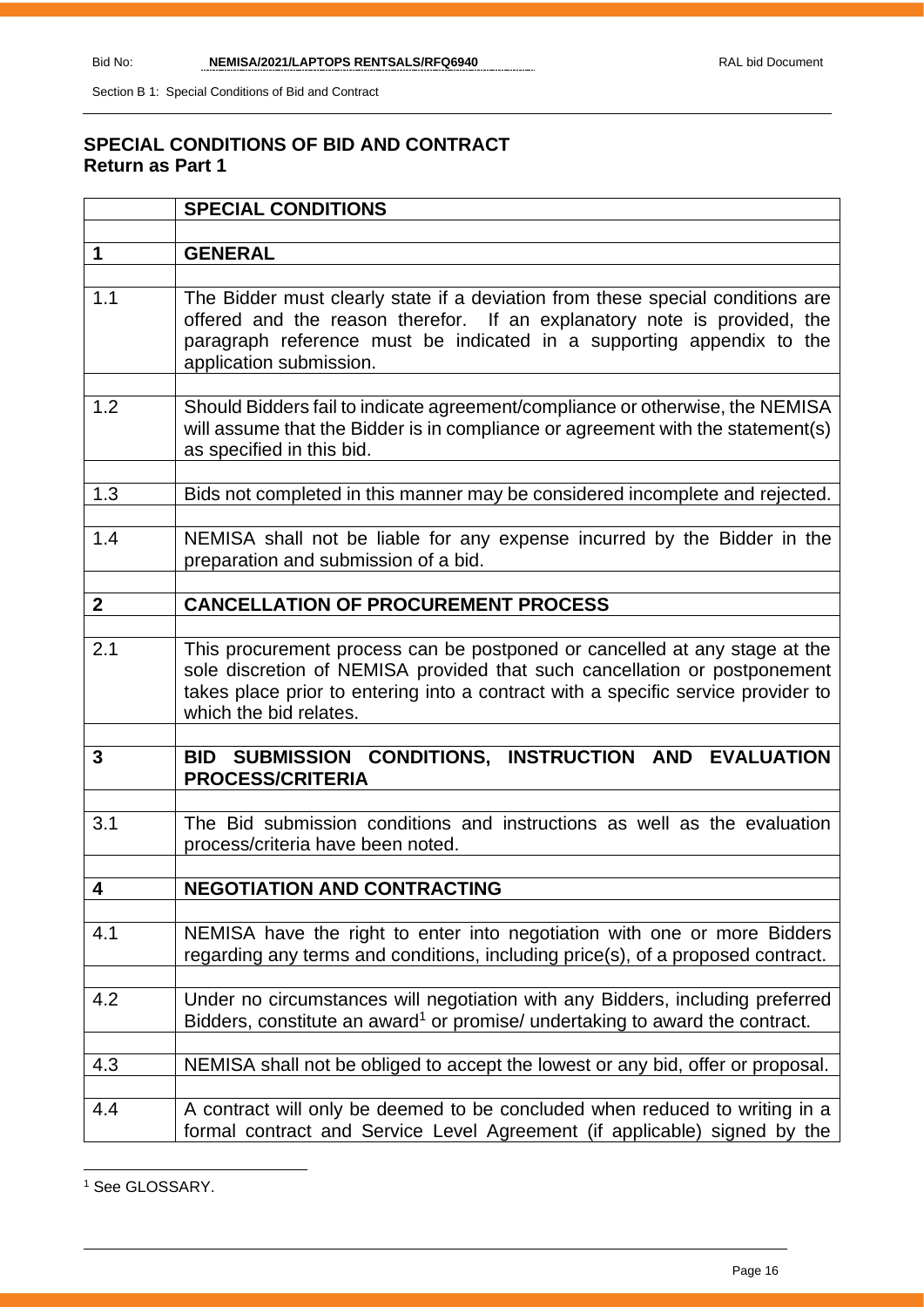## SPECIAL CONDITIONS OF BID AND CONTRACT
**Return as Part 1**

| | **SPECIAL CONDITIONS** |
|---|---|
| | |
| **1** | **GENERAL** |
| | |
| 1.1 | The Bidder must clearly state if a deviation from these special conditions are offered and the reason therefor. If an explanatory note is provided, the paragraph reference must be indicated in a supporting appendix to the application submission. |
| | |
| 1.2 | Should Bidders fail to indicate agreement/compliance or otherwise, the NEMISA will assume that the Bidder is in compliance or agreement with the statement(s) as specified in this bid. |
| | |
| 1.3 | Bids not completed in this manner may be considered incomplete and rejected. |
| | |
| 1.4 | NEMISA shall not be liable for any expense incurred by the Bidder in the preparation and submission of a bid. |
| | |
| **2** | **CANCELLATION OF PROCUREMENT PROCESS** |
| | |
| 2.1 | This procurement process can be postponed or cancelled at any stage at the sole discretion of NEMISA provided that such cancellation or postponement takes place prior to entering into a contract with a specific service provider to which the bid relates. |
| | |
| **3** | **BID SUBMISSION CONDITIONS, INSTRUCTION AND EVALUATION PROCESS/CRITERIA** |
| | |
| 3.1 | The Bid submission conditions and instructions as well as the evaluation process/criteria have been noted. |
| | |
| **4** | **NEGOTIATION AND CONTRACTING** |
| | |
| 4.1 | NEMISA have the right to enter into negotiation with one or more Bidders regarding any terms and conditions, including price(s), of a proposed contract. |
| | |
| 4.2 | Under no circumstances will negotiation with any Bidders, including preferred Bidders, constitute an award[1] or promise/ undertaking to award the contract. |
| | |
| 4.3 | NEMISA shall not be obliged to accept the lowest or any bid, offer or proposal. |
| | |
| 4.4 | A contract will only be deemed to be concluded when reduced to writing in a formal contract and Service Level Agreement (if applicable) signed by the |

[1] See GLOSSARY.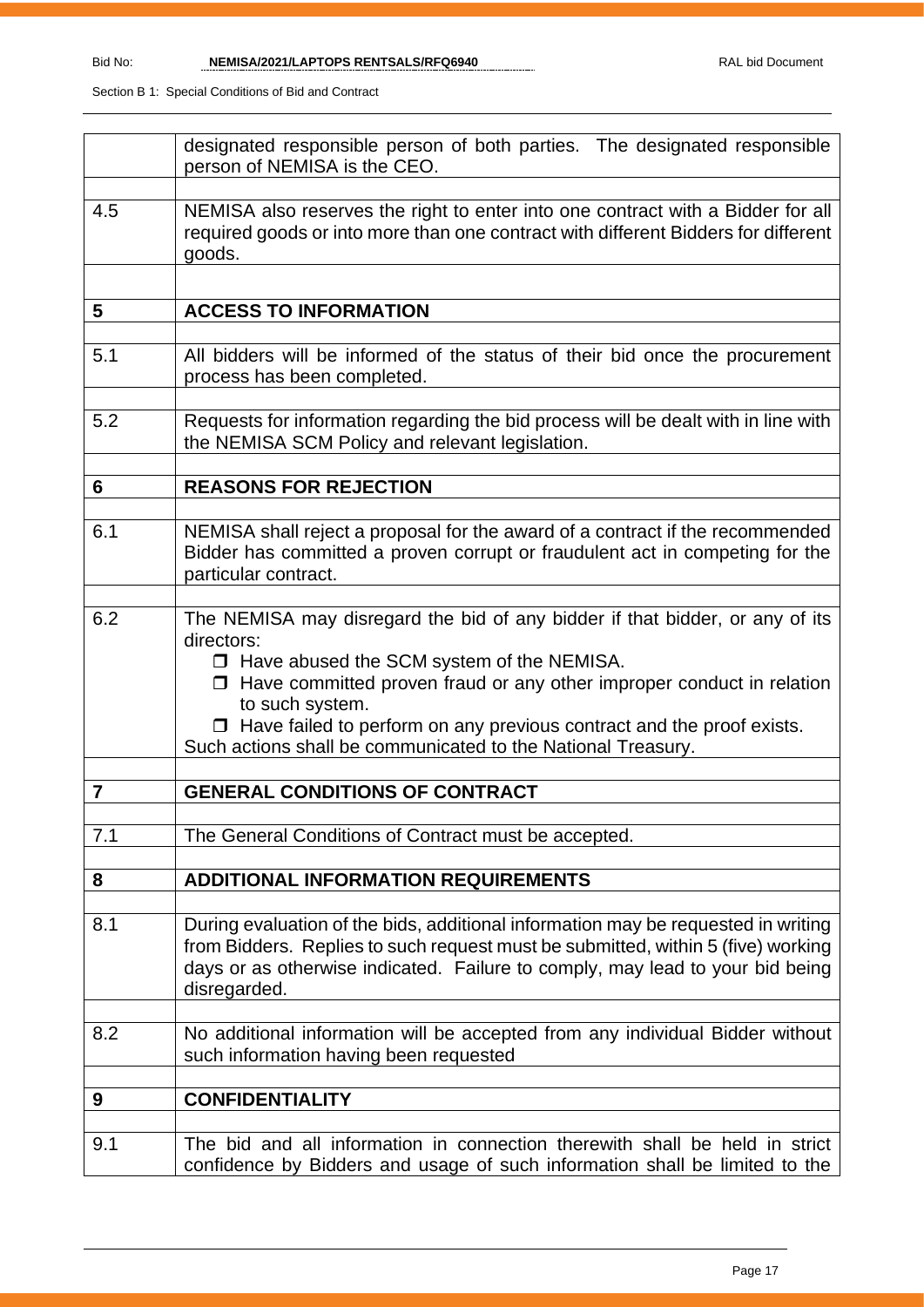| | |
|---|---|
| | designated responsible person of both parties. The designated responsible person of NEMISA is the CEO. |
| | |
| 4.5 | NEMISA also reserves the right to enter into one contract with a Bidder for all required goods or into more than one contract with different Bidders for different goods. |
| | |
| **5** | **ACCESS TO INFORMATION** |
| | |
| 5.1 | All bidders will be informed of the status of their bid once the procurement process has been completed. |
| | |
| 5.2 | Requests for information regarding the bid process will be dealt with in line with the NEMISA SCM Policy and relevant legislation. |
| | |
| **6** | **REASONS FOR REJECTION** |
| | |
| 6.1 | NEMISA shall reject a proposal for the award of a contract if the recommended Bidder has committed a proven corrupt or fraudulent act in competing for the particular contract. |
| | |
| 6.2 | The NEMISA may disregard the bid of any bidder if that bidder, or any of its directors:<br>❒ Have abused the SCM system of the NEMISA.<br>❒ Have committed proven fraud or any other improper conduct in relation to such system.<br>❒ Have failed to perform on any previous contract and the proof exists.<br>Such actions shall be communicated to the National Treasury. |
| | |
| **7** | **GENERAL CONDITIONS OF CONTRACT** |
| | |
| 7.1 | The General Conditions of Contract must be accepted. |
| | |
| **8** | **ADDITIONAL INFORMATION REQUIREMENTS** |
| | |
| 8.1 | During evaluation of the bids, additional information may be requested in writing from Bidders. Replies to such request must be submitted, within 5 (five) working days or as otherwise indicated. Failure to comply, may lead to your bid being disregarded. |
| | |
| 8.2 | No additional information will be accepted from any individual Bidder without such information having been requested |
| | |
| **9** | **CONFIDENTIALITY** |
| | |
| 9.1 | The bid and all information in connection therewith shall be held in strict confidence by Bidders and usage of such information shall be limited to the |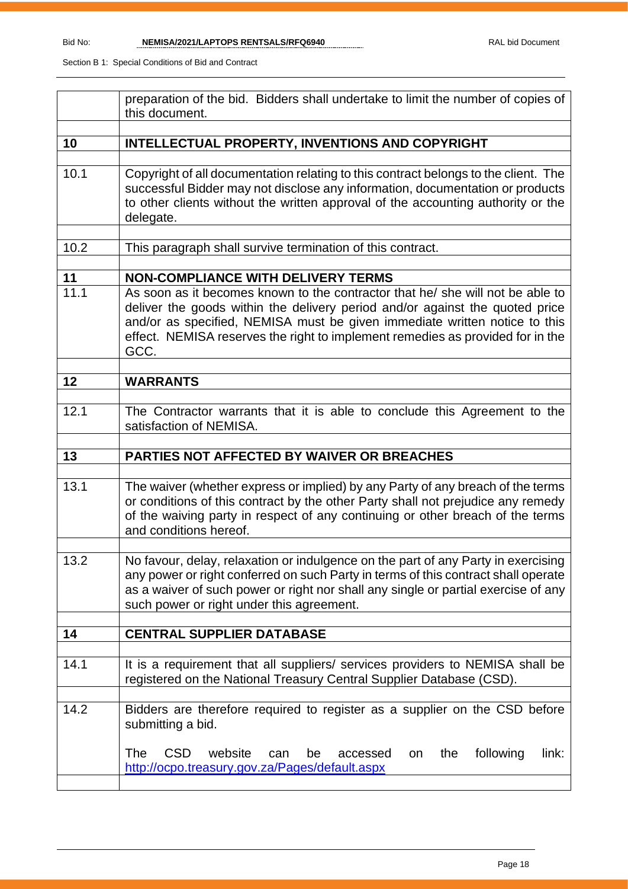| | |
|---|---|
| | preparation of the bid. Bidders shall undertake to limit the number of copies of this document. |
| | |
| **10** | **INTELLECTUAL PROPERTY, INVENTIONS AND COPYRIGHT** |
| | |
| 10.1 | Copyright of all documentation relating to this contract belongs to the client. The successful Bidder may not disclose any information, documentation or products to other clients without the written approval of the accounting authority or the delegate. |
| | |
| 10.2 | This paragraph shall survive termination of this contract. |
| | |
| **11** | **NON-COMPLIANCE WITH DELIVERY TERMS** |
| 11.1 | As soon as it becomes known to the contractor that he/ she will not be able to deliver the goods within the delivery period and/or against the quoted price and/or as specified, NEMISA must be given immediate written notice to this effect. NEMISA reserves the right to implement remedies as provided for in the GCC. |
| | |
| **12** | **WARRANTS** |
| | |
| 12.1 | The Contractor warrants that it is able to conclude this Agreement to the satisfaction of NEMISA. |
| | |
| **13** | **PARTIES NOT AFFECTED BY WAIVER OR BREACHES** |
| | |
| 13.1 | The waiver (whether express or implied) by any Party of any breach of the terms or conditions of this contract by the other Party shall not prejudice any remedy of the waiving party in respect of any continuing or other breach of the terms and conditions hereof. |
| | |
| 13.2 | No favour, delay, relaxation or indulgence on the part of any Party in exercising any power or right conferred on such Party in terms of this contract shall operate as a waiver of such power or right nor shall any single or partial exercise of any such power or right under this agreement. |
| | |
| **14** | **CENTRAL SUPPLIER DATABASE** |
| | |
| 14.1 | It is a requirement that all suppliers/ services providers to NEMISA shall be registered on the National Treasury Central Supplier Database (CSD). |
| | |
| 14.2 | Bidders are therefore required to register as a supplier on the CSD before submitting a bid. The CSD website can be accessed on the following link: http://ocpo.treasury.gov.za/Pages/default.aspx |
| | |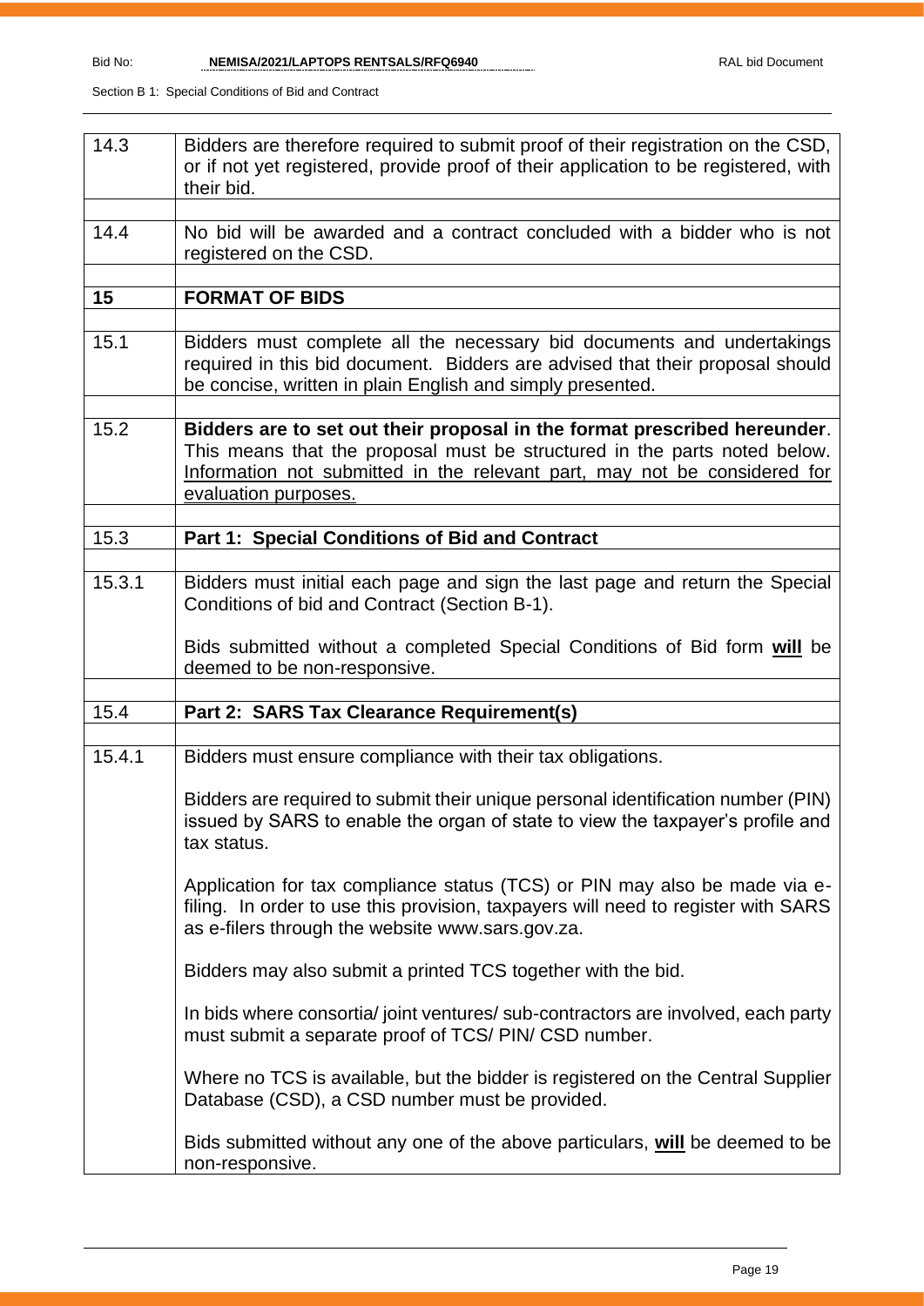| | |
|---|---|
| 14.3 | Bidders are therefore required to submit proof of their registration on the CSD, or if not yet registered, provide proof of their application to be registered, with their bid. |
| 14.4 | No bid will be awarded and a contract concluded with a bidder who is not registered on the CSD. |
| **15** | **FORMAT OF BIDS** |
| 15.1 | Bidders must complete all the necessary bid documents and undertakings required in this bid document. Bidders are advised that their proposal should be concise, written in plain English and simply presented. |
| 15.2 | **Bidders are to set out their proposal in the format prescribed hereunder**. This means that the proposal must be structured in the parts noted below. Information not submitted in the relevant part, may not be considered for evaluation purposes. |
| 15.3 | **Part 1: Special Conditions of Bid and Contract** |
| 15.3.1 | Bidders must initial each page and sign the last page and return the Special Conditions of bid and Contract (Section B-1).<br><br>Bids submitted without a completed Special Conditions of Bid form **will** be deemed to be non-responsive. |
| 15.4 | **Part 2: SARS Tax Clearance Requirement(s)** |
| 15.4.1 | Bidders must ensure compliance with their tax obligations.<br><br>Bidders are required to submit their unique personal identification number (PIN) issued by SARS to enable the organ of state to view the taxpayer's profile and tax status.<br><br>Application for tax compliance status (TCS) or PIN may also be made via e-filing. In order to use this provision, taxpayers will need to register with SARS as e-filers through the website www.sars.gov.za.<br><br>Bidders may also submit a printed TCS together with the bid.<br><br>In bids where consortia/ joint ventures/ sub-contractors are involved, each party must submit a separate proof of TCS/ PIN/ CSD number.<br><br>Where no TCS is available, but the bidder is registered on the Central Supplier Database (CSD), a CSD number must be provided.<br><br>Bids submitted without any one of the above particulars, **will** be deemed to be non-responsive. |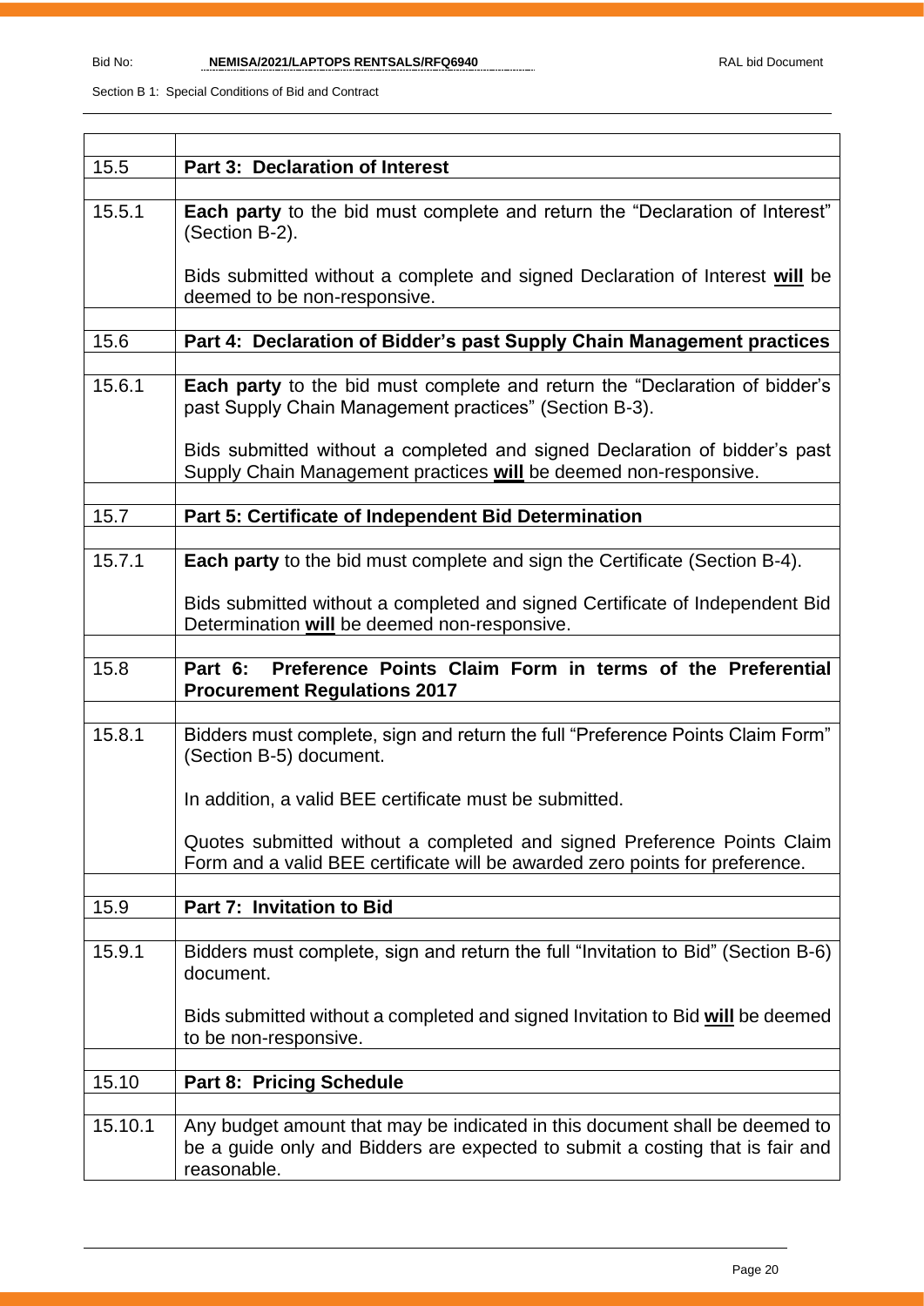| | |
|---|---|
| 15.5 | **Part 3: Declaration of Interest** |
| 15.5.1 | **Each party** to the bid must complete and return the "Declaration of Interest" (Section B-2).<br><br>Bids submitted without a complete and signed Declaration of Interest **will** be deemed to be non-responsive. |
| 15.6 | **Part 4: Declaration of Bidder's past Supply Chain Management practices** |
| 15.6.1 | **Each party** to the bid must complete and return the "Declaration of bidder's past Supply Chain Management practices" (Section B-3).<br><br>Bids submitted without a completed and signed Declaration of bidder's past Supply Chain Management practices **will** be deemed non-responsive. |
| 15.7 | **Part 5: Certificate of Independent Bid Determination** |
| 15.7.1 | **Each party** to the bid must complete and sign the Certificate (Section B-4).<br><br>Bids submitted without a completed and signed Certificate of Independent Bid Determination **will** be deemed non-responsive. |
| 15.8 | **Part 6: Preference Points Claim Form in terms of the Preferential Procurement Regulations 2017** |
| 15.8.1 | Bidders must complete, sign and return the full "Preference Points Claim Form" (Section B-5) document.<br><br>In addition, a valid BEE certificate must be submitted.<br><br>Quotes submitted without a completed and signed Preference Points Claim Form and a valid BEE certificate will be awarded zero points for preference. |
| 15.9 | **Part 7: Invitation to Bid** |
| 15.9.1 | Bidders must complete, sign and return the full "Invitation to Bid" (Section B-6) document.<br><br>Bids submitted without a completed and signed Invitation to Bid **will** be deemed to be non-responsive. |
| 15.10 | **Part 8: Pricing Schedule** |
| 15.10.1 | Any budget amount that may be indicated in this document shall be deemed to be a guide only and Bidders are expected to submit a costing that is fair and reasonable. |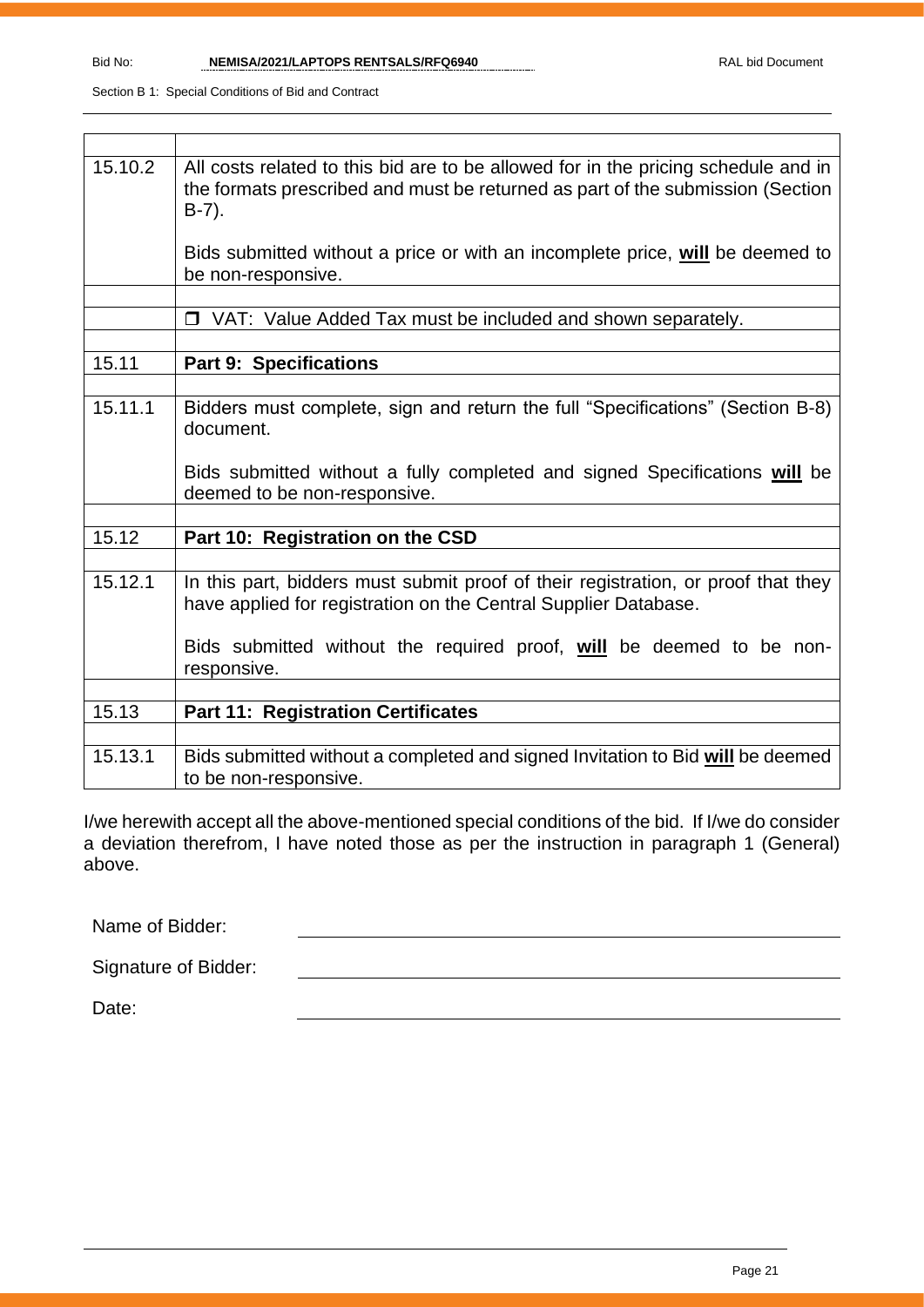| | |
|---|---|
| 15.10.2 | All costs related to this bid are to be allowed for in the pricing schedule and in the formats prescribed and must be returned as part of the submission (Section B-7).<br><br>Bids submitted without a price or with an incomplete price, **will** be deemed to be non-responsive. |
| | |
| | ❒ VAT: Value Added Tax must be included and shown separately. |
| | |
| 15.11 | **Part 9: Specifications** |
| | |
| 15.11.1 | Bidders must complete, sign and return the full "Specifications" (Section B-8) document.<br><br>Bids submitted without a fully completed and signed Specifications **will** be deemed to be non-responsive. |
| | |
| 15.12 | **Part 10: Registration on the CSD** |
| | |
| 15.12.1 | In this part, bidders must submit proof of their registration, or proof that they have applied for registration on the Central Supplier Database.<br><br>Bids submitted without the required proof, **will** be deemed to be non-responsive. |
| | |
| 15.13 | **Part 11: Registration Certificates** |
| | |
| 15.13.1 | Bids submitted without a completed and signed Invitation to Bid **will** be deemed to be non-responsive. |

I/we herewith accept all the above-mentioned special conditions of the bid. If I/we do consider a deviation therefrom, I have noted those as per the instruction in paragraph 1 (General) above.

Name of Bidder: ______________________________

Signature of Bidder: ______________________________

Date: ______________________________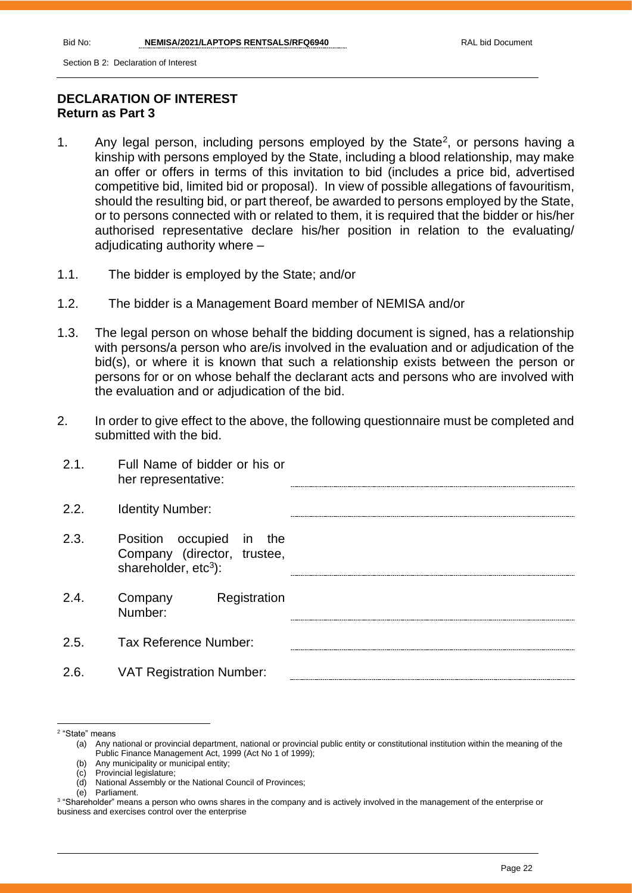## DECLARATION OF INTEREST
**Return as Part 3**

1. Any legal person, including persons employed by the State[2], or persons having a kinship with persons employed by the State, including a blood relationship, may make an offer or offers in terms of this invitation to bid (includes a price bid, advertised competitive bid, limited bid or proposal). In view of possible allegations of favouritism, should the resulting bid, or part thereof, be awarded to persons employed by the State, or to persons connected with or related to them, it is required that the bidder or his/her authorised representative declare his/her position in relation to the evaluating/ adjudicating authority where –

1.1. The bidder is employed by the State; and/or

1.2. The bidder is a Management Board member of NEMISA and/or

1.3. The legal person on whose behalf the bidding document is signed, has a relationship with persons/a person who are/is involved in the evaluation and or adjudication of the bid(s), or where it is known that such a relationship exists between the person or persons for or on whose behalf the declarant acts and persons who are involved with the evaluation and or adjudication of the bid.

2. In order to give effect to the above, the following questionnaire must be completed and submitted with the bid.

| | | |
|---|---|---|
| 2.1. | Full Name of bidder or his or her representative: | ............................................ |
| 2.2. | Identity Number: | ............................................ |
| 2.3. | Position occupied in the Company (director, trustee, shareholder, etc[3]): | ............................................ |
| 2.4. | Company Registration Number: | ............................................ |
| 2.5. | Tax Reference Number: | ............................................ |
| 2.6. | VAT Registration Number: | ............................................ |

[2] "State" means
(a) Any national or provincial department, national or provincial public entity or constitutional institution within the meaning of the Public Finance Management Act, 1999 (Act No 1 of 1999);
(b) Any municipality or municipal entity;
(c) Provincial legislature;
(d) National Assembly or the National Council of Provinces;
(e) Parliament.

[3] "Shareholder" means a person who owns shares in the company and is actively involved in the management of the enterprise or business and exercises control over the enterprise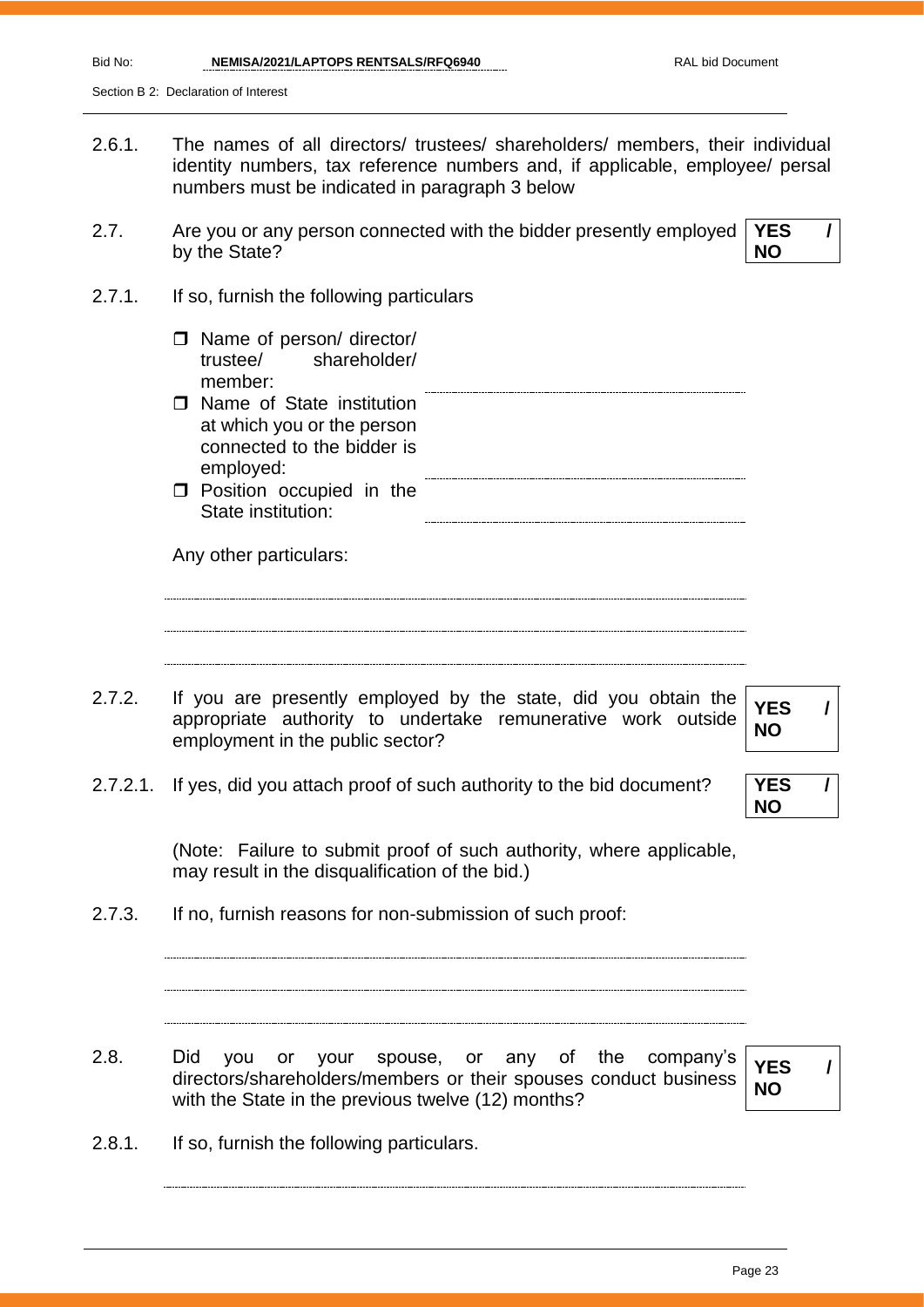2.6.1. The names of all directors/ trustees/ shareholders/ members, their individual identity numbers, tax reference numbers and, if applicable, employee/ persal numbers must be indicated in paragraph 3 below

2.7. Are you or any person connected with the bidder presently employed by the State? **YES / NO**

2.7.1. If so, furnish the following particulars

- ☐ Name of person/ director/ trustee/ shareholder/ member: ……………………………………………
- ☐ Name of State institution at which you or the person connected to the bidder is employed: ……………………………………………
- ☐ Position occupied in the State institution: ……………………………………………

Any other particulars:

……………………………………………………………………………………

……………………………………………………………………………………

……………………………………………………………………………………

2.7.2. If you are presently employed by the state, did you obtain the appropriate authority to undertake remunerative work outside employment in the public sector? **YES / NO**

2.7.2.1. If yes, did you attach proof of such authority to the bid document? **YES / NO**

(Note: Failure to submit proof of such authority, where applicable, may result in the disqualification of the bid.)

2.7.3. If no, furnish reasons for non-submission of such proof:

……………………………………………………………………………………

……………………………………………………………………………………

……………………………………………………………………………………

2.8. Did you or your spouse, or any of the company's directors/shareholders/members or their spouses conduct business with the State in the previous twelve (12) months? **YES / NO**

2.8.1. If so, furnish the following particulars.

……………………………………………………………………………………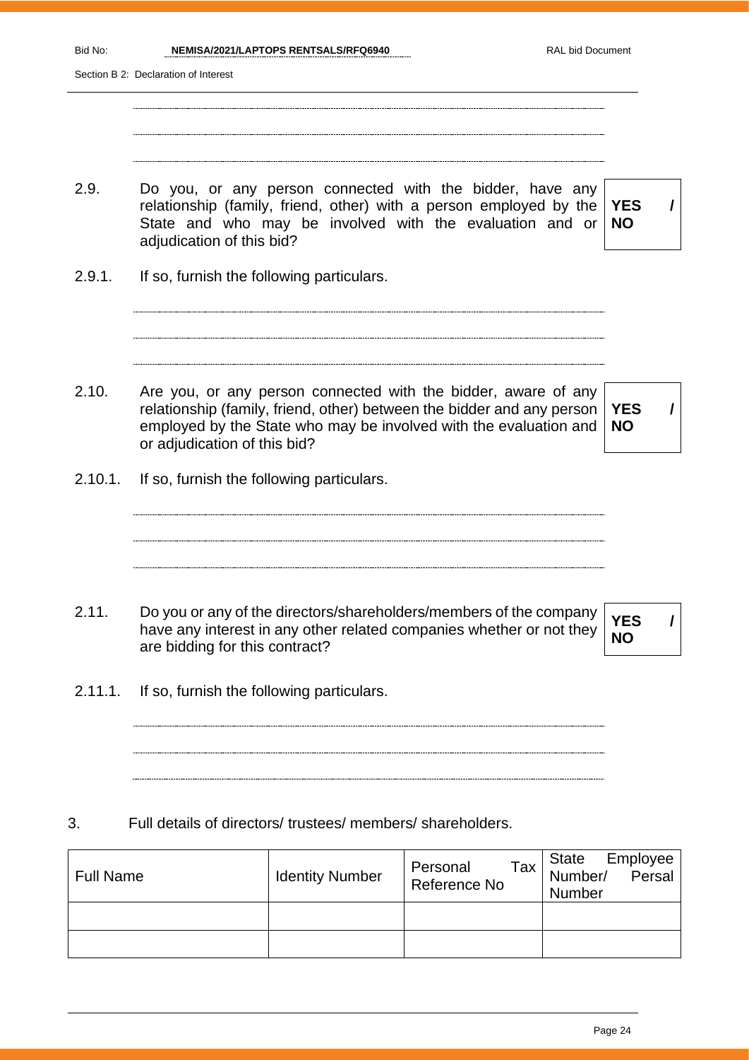2.9. Do you, or any person connected with the bidder, have any relationship (family, friend, other) with a person employed by the State and who may be involved with the evaluation and or adjudication of this bid? **YES / NO**

2.9.1. If so, furnish the following particulars.

..............................................................................................................

..............................................................................................................

..............................................................................................................

2.10. Are you, or any person connected with the bidder, aware of any relationship (family, friend, other) between the bidder and any person employed by the State who may be involved with the evaluation and or adjudication of this bid? **YES / NO**

2.10.1. If so, furnish the following particulars.

..............................................................................................................

..............................................................................................................

..............................................................................................................

2.11. Do you or any of the directors/shareholders/members of the company have any interest in any other related companies whether or not they are bidding for this contract? **YES / NO**

2.11.1. If so, furnish the following particulars.

..............................................................................................................

..............................................................................................................

..............................................................................................................

3. Full details of directors/ trustees/ members/ shareholders.

| Full Name | Identity Number | Personal Tax Reference No | State Employee Number/ Persal Number |
|---|---|---|---|
| | | | |
| | | | |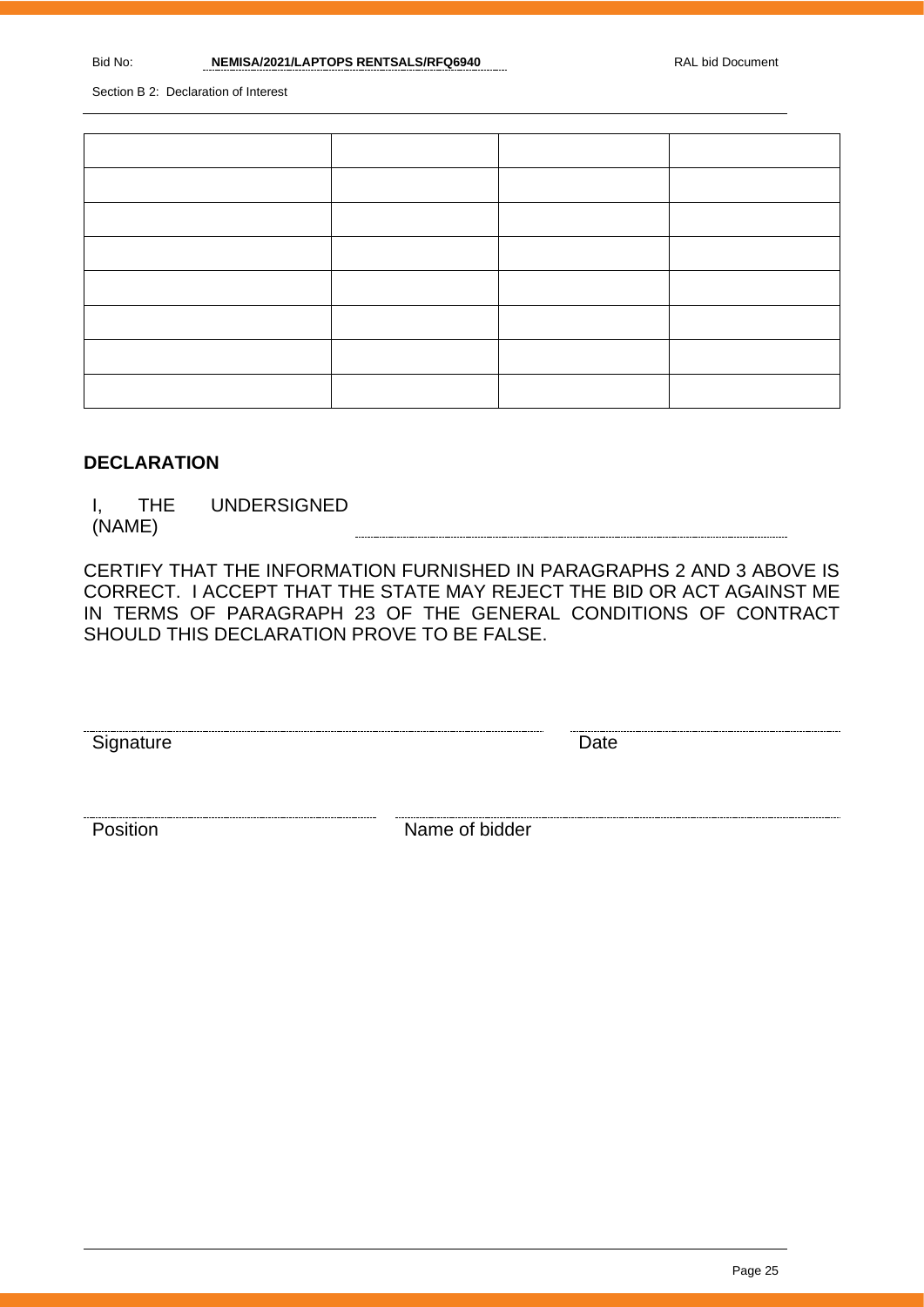| | | | |
|---|---|---|---|
| | | | |
| | | | |
| | | | |
| | | | |
| | | | |
| | | | |
| | | | |
| | | | |

**DECLARATION**

I, THE UNDERSIGNED (NAME) ..............................................................................

CERTIFY THAT THE INFORMATION FURNISHED IN PARAGRAPHS 2 AND 3 ABOVE IS CORRECT. I ACCEPT THAT THE STATE MAY REJECT THE BID OR ACT AGAINST ME IN TERMS OF PARAGRAPH 23 OF THE GENERAL CONDITIONS OF CONTRACT SHOULD THIS DECLARATION PROVE TO BE FALSE.

..............................................................................	..............................................................

Signature	Date

..............................................................................	..............................................................

Position	Name of bidder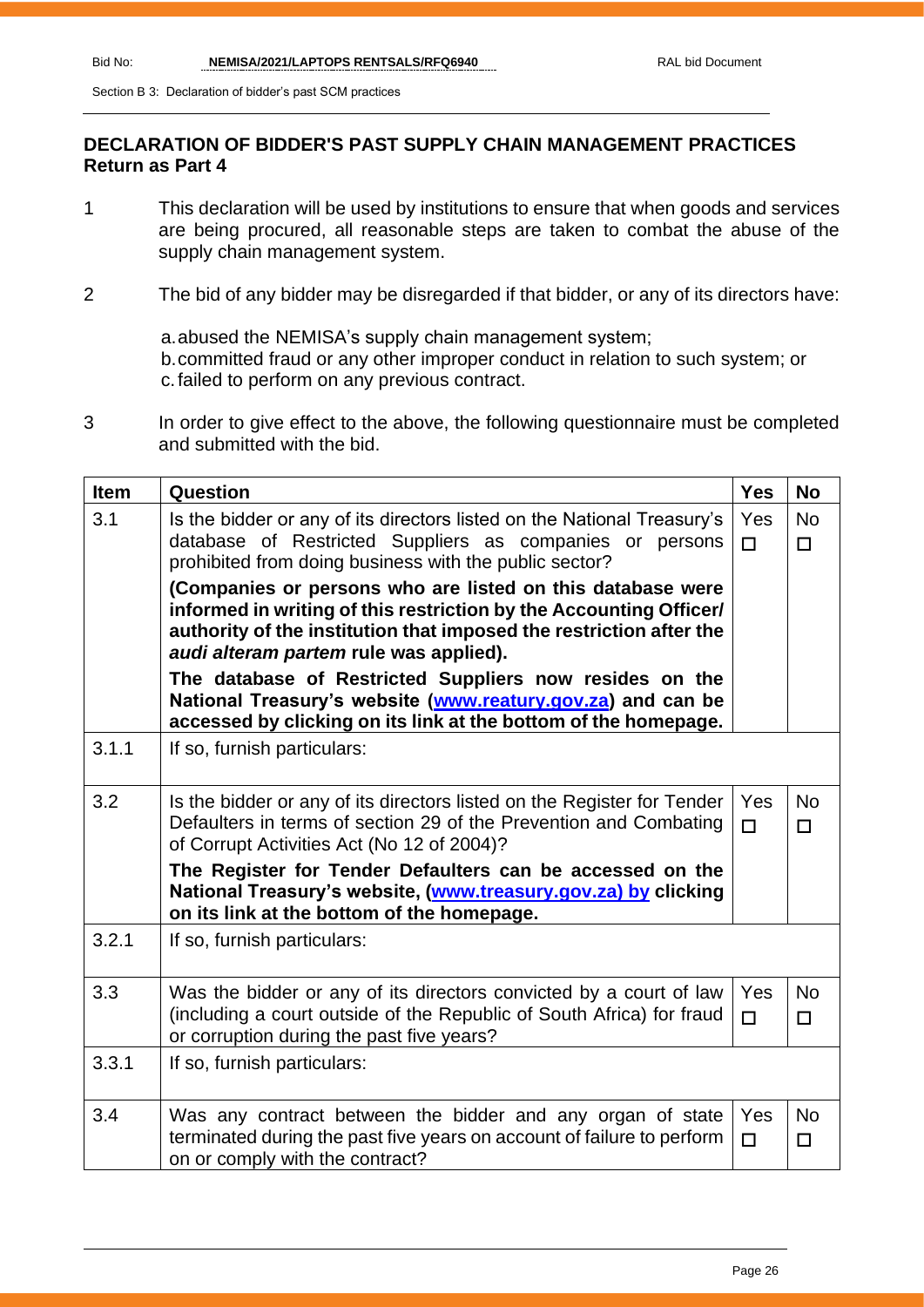## DECLARATION OF BIDDER'S PAST SUPPLY CHAIN MANAGEMENT PRACTICES
**Return as Part 4**

1. This declaration will be used by institutions to ensure that when goods and services are being procured, all reasonable steps are taken to combat the abuse of the supply chain management system.

2. The bid of any bidder may be disregarded if that bidder, or any of its directors have:

   a. abused the NEMISA's supply chain management system;
   b. committed fraud or any other improper conduct in relation to such system; or
   c. failed to perform on any previous contract.

3. In order to give effect to the above, the following questionnaire must be completed and submitted with the bid.

| Item | Question | Yes | No |
|---|---|---|---|
| 3.1 | Is the bidder or any of its directors listed on the National Treasury's database of Restricted Suppliers as companies or persons prohibited from doing business with the public sector?<br>**(Companies or persons who are listed on this database were informed in writing of this restriction by the Accounting Officer/ authority of the institution that imposed the restriction after the *audi alteram partem* rule was applied).**<br>**The database of Restricted Suppliers now resides on the National Treasury's website ([www.reatury.gov.za](www.reatury.gov.za)) and can be accessed by clicking on its link at the bottom of the homepage.** | Yes ☐ | No ☐ |
| 3.1.1 | If so, furnish particulars: | | |
| 3.2 | Is the bidder or any of its directors listed on the Register for Tender Defaulters in terms of section 29 of the Prevention and Combating of Corrupt Activities Act (No 12 of 2004)?<br>**The Register for Tender Defaulters can be accessed on the National Treasury's website, ([www.treasury.gov.za](www.treasury.gov.za)) by clicking on its link at the bottom of the homepage.** | Yes ☐ | No ☐ |
| 3.2.1 | If so, furnish particulars: | | |
| 3.3 | Was the bidder or any of its directors convicted by a court of law (including a court outside of the Republic of South Africa) for fraud or corruption during the past five years? | Yes ☐ | No ☐ |
| 3.3.1 | If so, furnish particulars: | | |
| 3.4 | Was any contract between the bidder and any organ of state terminated during the past five years on account of failure to perform on or comply with the contract? | Yes ☐ | No ☐ |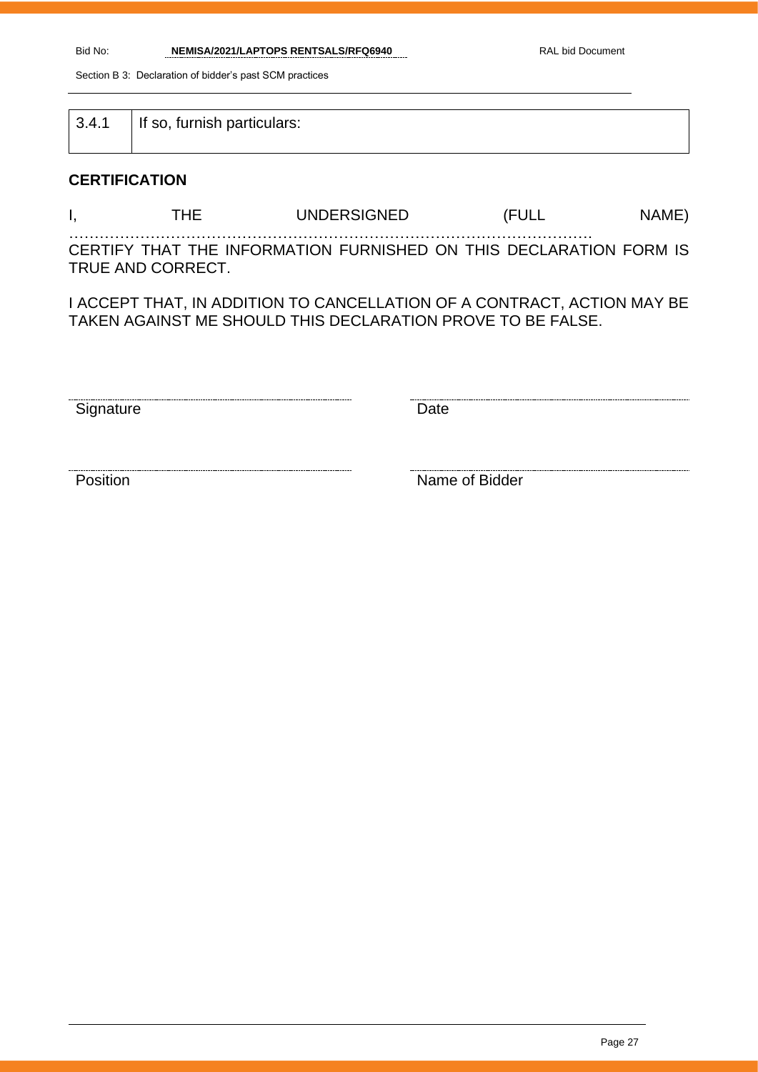| | |
|---|---|
| 3.4.1 | If so, furnish particulars: |

**CERTIFICATION**

I, THE UNDERSIGNED (FULL NAME) ………………………………………………………………………………………… CERTIFY THAT THE INFORMATION FURNISHED ON THIS DECLARATION FORM IS TRUE AND CORRECT.

I ACCEPT THAT, IN ADDITION TO CANCELLATION OF A CONTRACT, ACTION MAY BE TAKEN AGAINST ME SHOULD THIS DECLARATION PROVE TO BE FALSE.

Signature

Date

Position

Name of Bidder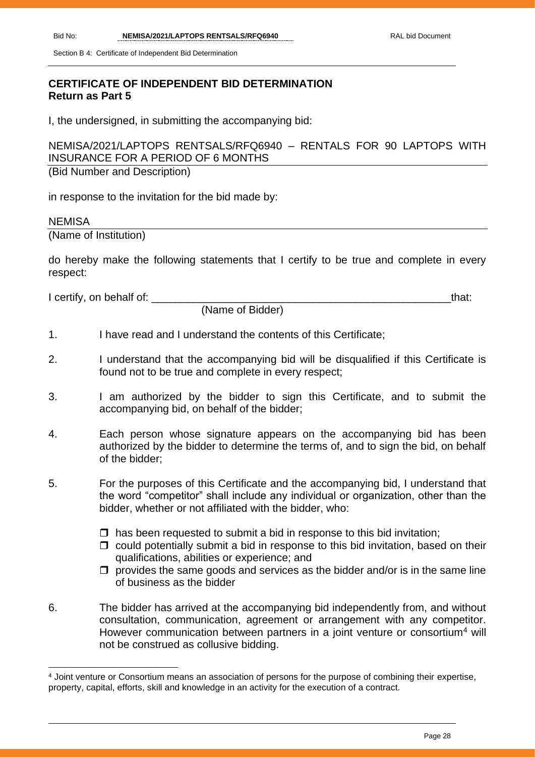## CERTIFICATE OF INDEPENDENT BID DETERMINATION
**Return as Part 5**

I, the undersigned, in submitting the accompanying bid:

NEMISA/2021/LAPTOPS RENTSALS/RFQ6940 – RENTALS FOR 90 LAPTOPS WITH INSURANCE FOR A PERIOD OF 6 MONTHS

(Bid Number and Description)

in response to the invitation for the bid made by:

NEMISA

(Name of Institution)

do hereby make the following statements that I certify to be true and complete in every respect:

I certify, on behalf of: ___________________________________________________that:

(Name of Bidder)

1. I have read and I understand the contents of this Certificate;
2. I understand that the accompanying bid will be disqualified if this Certificate is found not to be true and complete in every respect;
3. I am authorized by the bidder to sign this Certificate, and to submit the accompanying bid, on behalf of the bidder;
4. Each person whose signature appears on the accompanying bid has been authorized by the bidder to determine the terms of, and to sign the bid, on behalf of the bidder;
5. For the purposes of this Certificate and the accompanying bid, I understand that the word "competitor" shall include any individual or organization, other than the bidder, whether or not affiliated with the bidder, who:
   - has been requested to submit a bid in response to this bid invitation;
   - could potentially submit a bid in response to this bid invitation, based on their qualifications, abilities or experience; and
   - provides the same goods and services as the bidder and/or is in the same line of business as the bidder
6. The bidder has arrived at the accompanying bid independently from, and without consultation, communication, agreement or arrangement with any competitor. However communication between partners in a joint venture or consortium[4] will not be construed as collusive bidding.

[4] Joint venture or Consortium means an association of persons for the purpose of combining their expertise, property, capital, efforts, skill and knowledge in an activity for the execution of a contract.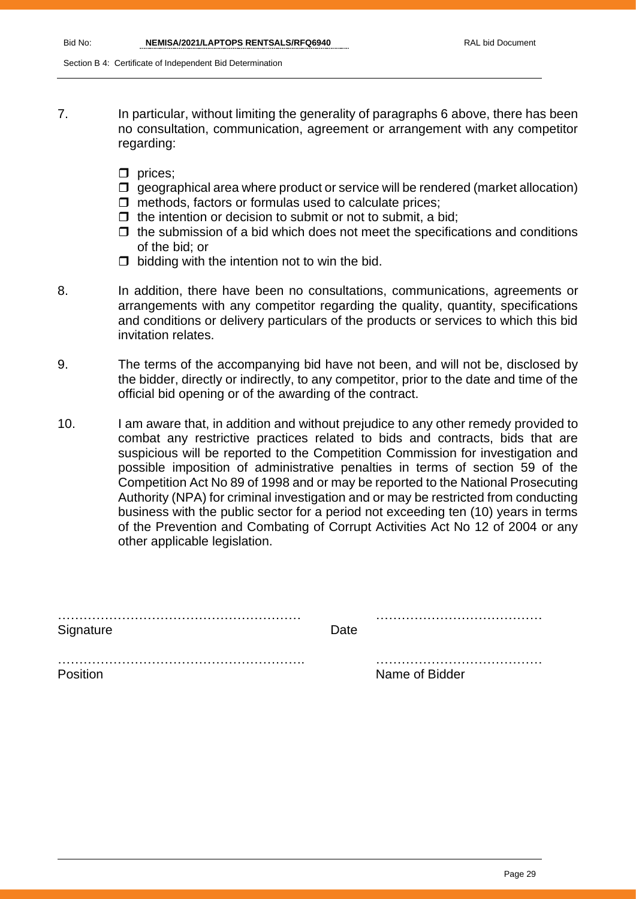7. In particular, without limiting the generality of paragraphs 6 above, there has been no consultation, communication, agreement or arrangement with any competitor regarding:

   - ☐ prices;
   - ☐ geographical area where product or service will be rendered (market allocation)
   - ☐ methods, factors or formulas used to calculate prices;
   - ☐ the intention or decision to submit or not to submit, a bid;
   - ☐ the submission of a bid which does not meet the specifications and conditions of the bid; or
   - ☐ bidding with the intention not to win the bid.

8. In addition, there have been no consultations, communications, agreements or arrangements with any competitor regarding the quality, quantity, specifications and conditions or delivery particulars of the products or services to which this bid invitation relates.

9. The terms of the accompanying bid have not been, and will not be, disclosed by the bidder, directly or indirectly, to any competitor, prior to the date and time of the official bid opening or of the awarding of the contract.

10. I am aware that, in addition and without prejudice to any other remedy provided to combat any restrictive practices related to bids and contracts, bids that are suspicious will be reported to the Competition Commission for investigation and possible imposition of administrative penalties in terms of section 59 of the Competition Act No 89 of 1998 and or may be reported to the National Prosecuting Authority (NPA) for criminal investigation and or may be restricted from conducting business with the public sector for a period not exceeding ten (10) years in terms of the Prevention and Combating of Corrupt Activities Act No 12 of 2004 or any other applicable legislation.

………………………………………………… ………………………………… 
Signature Date

………………………………………………….. …………………………………
Position Name of Bidder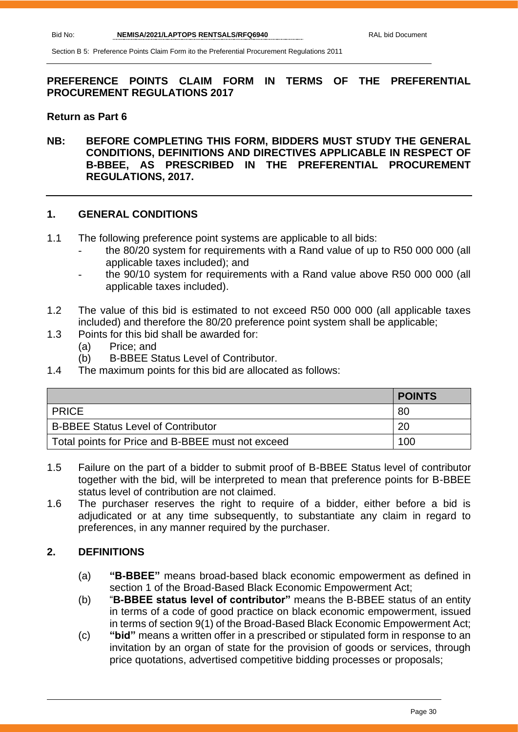## PREFERENCE POINTS CLAIM FORM IN TERMS OF THE PREFERENTIAL PROCUREMENT REGULATIONS 2017

**Return as Part 6**

**NB: BEFORE COMPLETING THIS FORM, BIDDERS MUST STUDY THE GENERAL CONDITIONS, DEFINITIONS AND DIRECTIVES APPLICABLE IN RESPECT OF B-BBEE, AS PRESCRIBED IN THE PREFERENTIAL PROCUREMENT REGULATIONS, 2017.**

### 1. GENERAL CONDITIONS

1.1 The following preference point systems are applicable to all bids:
- the 80/20 system for requirements with a Rand value of up to R50 000 000 (all applicable taxes included); and
- the 90/10 system for requirements with a Rand value above R50 000 000 (all applicable taxes included).

1.2 The value of this bid is estimated to not exceed R50 000 000 (all applicable taxes included) and therefore the 80/20 preference point system shall be applicable;

1.3 Points for this bid shall be awarded for:
- (a) Price; and
- (b) B-BBEE Status Level of Contributor.

1.4 The maximum points for this bid are allocated as follows:

| | **POINTS** |
|---|---|
| PRICE | 80 |
| B-BBEE Status Level of Contributor | 20 |
| Total points for Price and B-BBEE must not exceed | 100 |

1.5 Failure on the part of a bidder to submit proof of B-BBEE Status level of contributor together with the bid, will be interpreted to mean that preference points for B-BBEE status level of contribution are not claimed.

1.6 The purchaser reserves the right to require of a bidder, either before a bid is adjudicated or at any time subsequently, to substantiate any claim in regard to preferences, in any manner required by the purchaser.

### 2. DEFINITIONS

(a) **"B-BBEE"** means broad-based black economic empowerment as defined in section 1 of the Broad-Based Black Economic Empowerment Act;

(b) "**B-BBEE status level of contributor"** means the B-BBEE status of an entity in terms of a code of good practice on black economic empowerment, issued in terms of section 9(1) of the Broad-Based Black Economic Empowerment Act;

(c) **"bid"** means a written offer in a prescribed or stipulated form in response to an invitation by an organ of state for the provision of goods or services, through price quotations, advertised competitive bidding processes or proposals;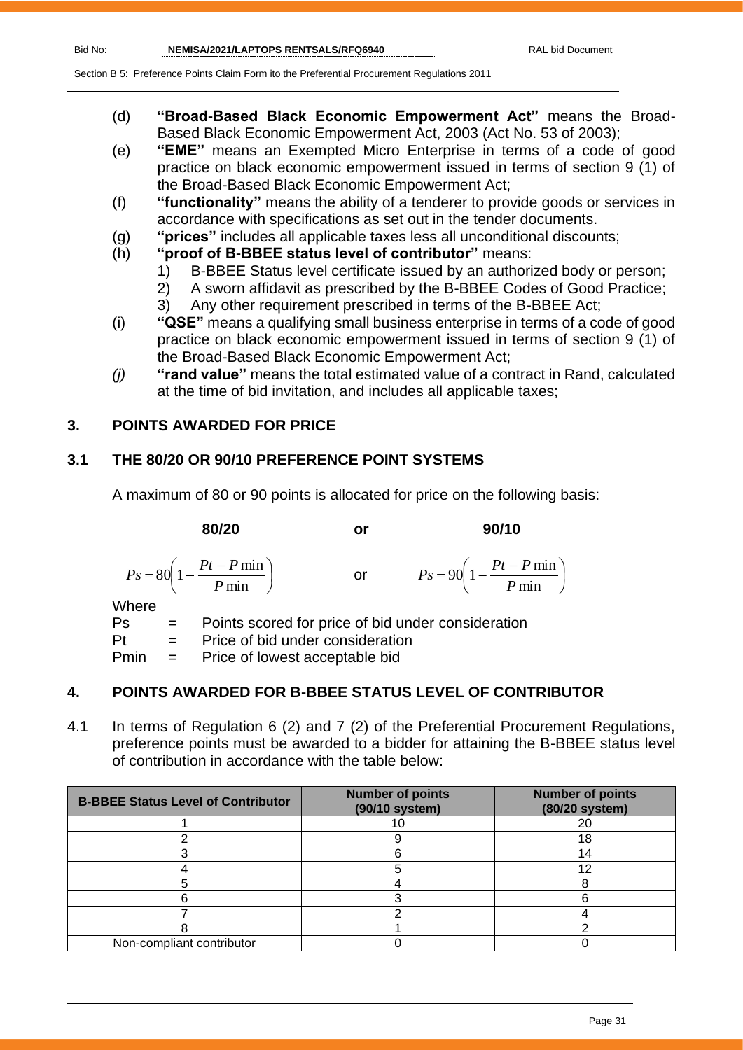(d) **"Broad-Based Black Economic Empowerment Act"** means the Broad-Based Black Economic Empowerment Act, 2003 (Act No. 53 of 2003);

(e) **"EME"** means an Exempted Micro Enterprise in terms of a code of good practice on black economic empowerment issued in terms of section 9 (1) of the Broad-Based Black Economic Empowerment Act;

(f) **"functionality"** means the ability of a tenderer to provide goods or services in accordance with specifications as set out in the tender documents.

(g) **"prices"** includes all applicable taxes less all unconditional discounts;

(h) **"proof of B-BBEE status level of contributor"** means:
   1) B-BBEE Status level certificate issued by an authorized body or person;
   2) A sworn affidavit as prescribed by the B-BBEE Codes of Good Practice;
   3) Any other requirement prescribed in terms of the B-BBEE Act;

(i) **"QSE"** means a qualifying small business enterprise in terms of a code of good practice on black economic empowerment issued in terms of section 9 (1) of the Broad-Based Black Economic Empowerment Act;

*(j)* **"rand value"** means the total estimated value of a contract in Rand, calculated at the time of bid invitation, and includes all applicable taxes;

## 3. POINTS AWARDED FOR PRICE

### 3.1 THE 80/20 OR 90/10 PREFERENCE POINT SYSTEMS

A maximum of 80 or 90 points is allocated for price on the following basis:

**80/20** **or** **90/10**

$$Ps = 80\left(1 - \frac{Pt - P\min}{P\min}\right) \quad \text{or} \quad Ps = 90\left(1 - \frac{Pt - P\min}{P\min}\right)$$

Where

Ps = Points scored for price of bid under consideration

Pt = Price of bid under consideration

Pmin = Price of lowest acceptable bid

## 4. POINTS AWARDED FOR B-BBEE STATUS LEVEL OF CONTRIBUTOR

4.1 In terms of Regulation 6 (2) and 7 (2) of the Preferential Procurement Regulations, preference points must be awarded to a bidder for attaining the B-BBEE status level of contribution in accordance with the table below:

| B-BBEE Status Level of Contributor | Number of points (90/10 system) | Number of points (80/20 system) |
|---|---|---|
| 1 | 10 | 20 |
| 2 | 9 | 18 |
| 3 | 6 | 14 |
| 4 | 5 | 12 |
| 5 | 4 | 8 |
| 6 | 3 | 6 |
| 7 | 2 | 4 |
| 8 | 1 | 2 |
| Non-compliant contributor | 0 | 0 |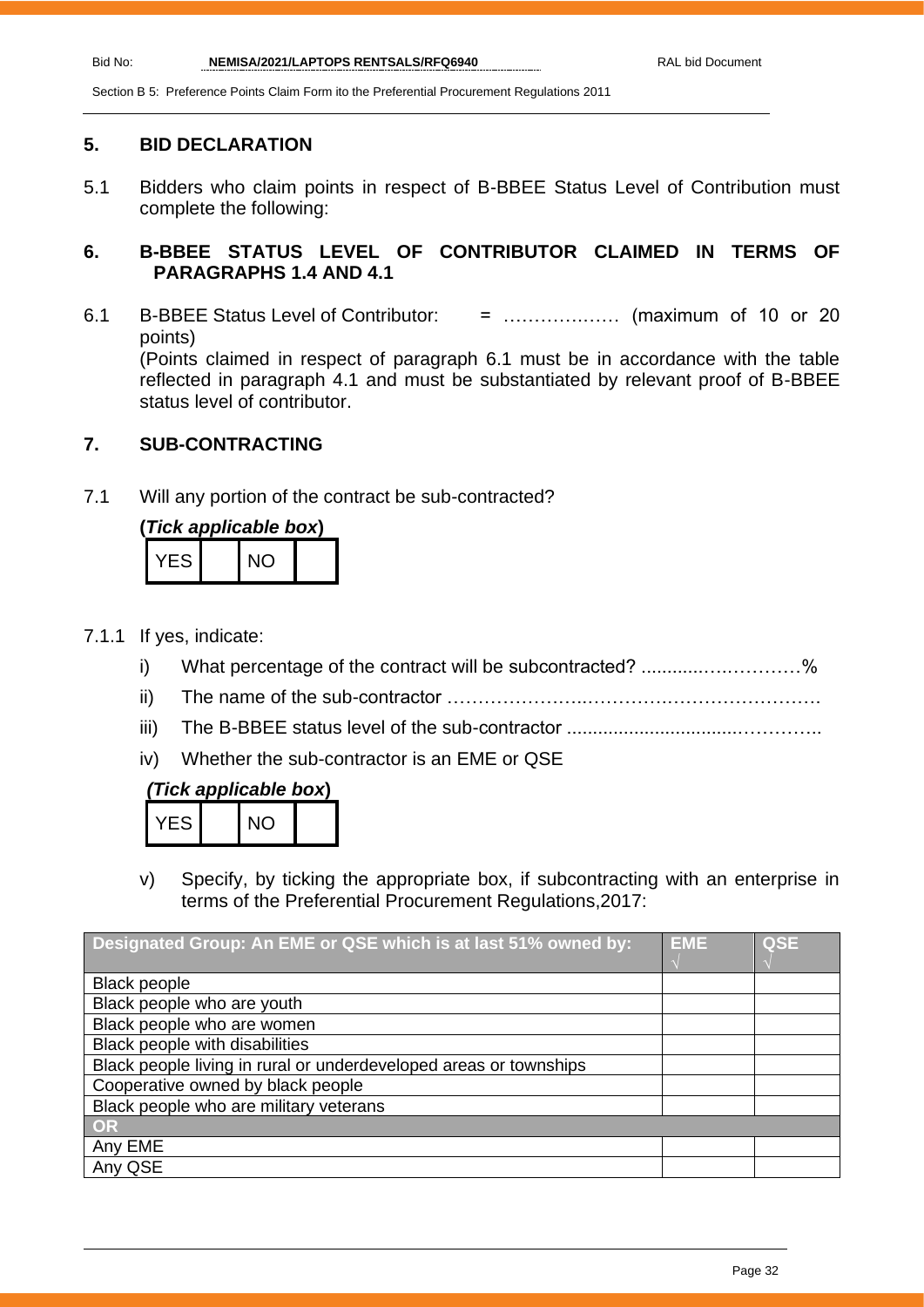## 5. BID DECLARATION

5.1 Bidders who claim points in respect of B-BBEE Status Level of Contribution must complete the following:

## 6. B-BBEE STATUS LEVEL OF CONTRIBUTOR CLAIMED IN TERMS OF PARAGRAPHS 1.4 AND 4.1

6.1 B-BBEE Status Level of Contributor: = ……………..…… (maximum of 10 or 20 points)

(Points claimed in respect of paragraph 6.1 must be in accordance with the table reflected in paragraph 4.1 and must be substantiated by relevant proof of B-BBEE status level of contributor.

## 7. SUB-CONTRACTING

7.1 Will any portion of the contract be sub-contracted?

**(*Tick applicable box*)**

| | | | |
|---|---|---|---|
| YES | | NO | |

7.1.1 If yes, indicate:

i) What percentage of the contract will be subcontracted? ............….…………%

ii) The name of the sub-contractor …………………..………….…………………….

iii) The B-BBEE status level of the sub-contractor ...............................…………..

iv) Whether the sub-contractor is an EME or QSE

***(Tick applicable box*)**

| | | | |
|---|---|---|---|
| YES | | NO | |

v) Specify, by ticking the appropriate box, if subcontracting with an enterprise in terms of the Preferential Procurement Regulations,2017:

| Designated Group: An EME or QSE which is at last 51% owned by: | EME √ | QSE √ |
|---|---|---|
| Black people | | |
| Black people who are youth | | |
| Black people who are women | | |
| Black people with disabilities | | |
| Black people living in rural or underdeveloped areas or townships | | |
| Cooperative owned by black people | | |
| Black people who are military veterans | | |
| **OR** | | |
| Any EME | | |
| Any QSE | | |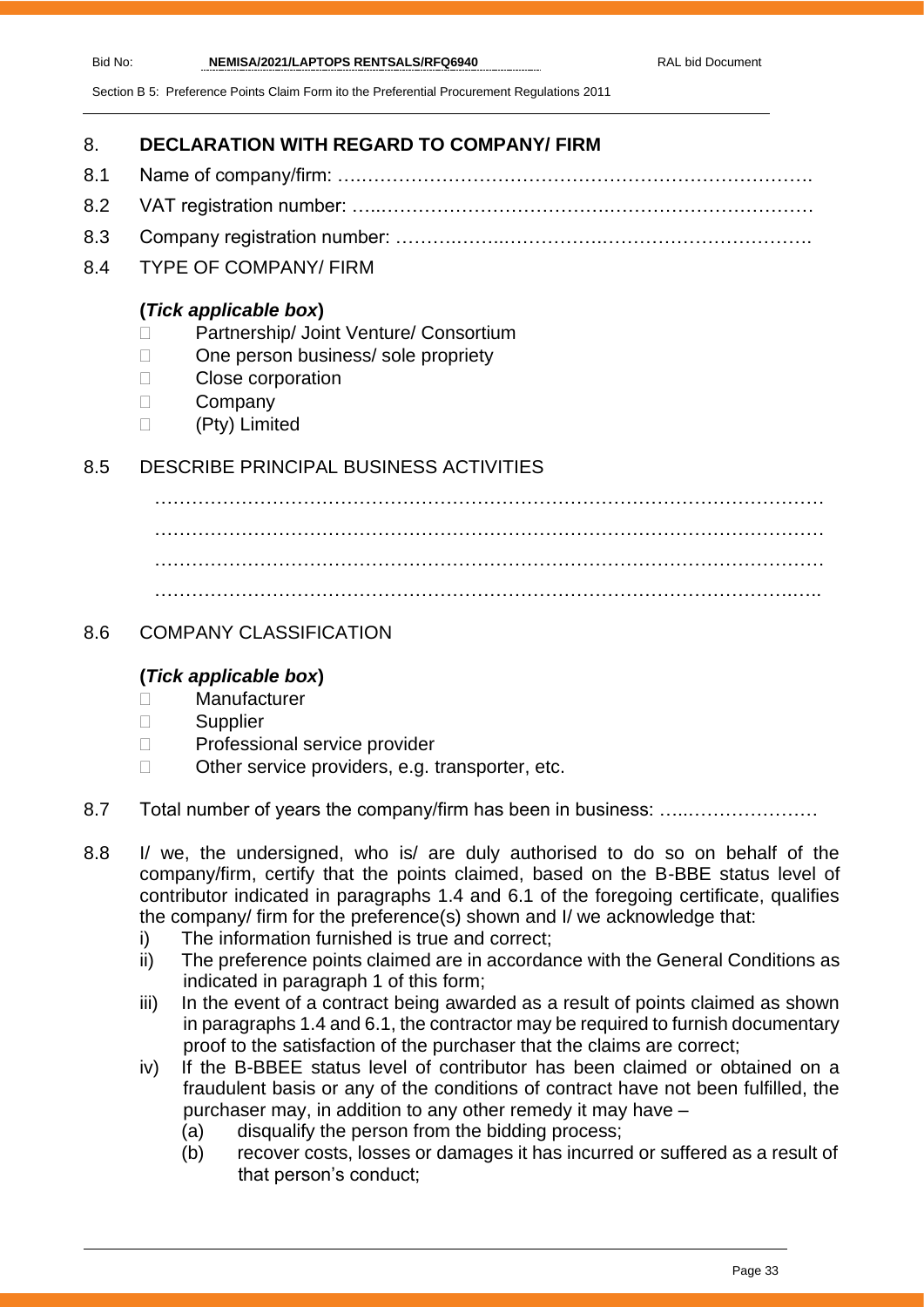## 8. DECLARATION WITH REGARD TO COMPANY/ FIRM

8.1 Name of company/firm: ……………………………………………………………………….

8.2 VAT registration number: …..……………………………….…………………………………

8.3 Company registration number: ……….……..…………….…………………………….

8.4 TYPE OF COMPANY/ FIRM

**(*Tick applicable box*)**

- ☐ Partnership/ Joint Venture/ Consortium
- ☐ One person business/ sole propriety
- ☐ Close corporation
- ☐ Company
- ☐ (Pty) Limited

8.5 DESCRIBE PRINCIPAL BUSINESS ACTIVITIES

…………………………………………………………………………………………………
…………………………………………………………………………………………………
…………………………………………………………………………………………………
…………………………………………………………………………………………..…..

8.6 COMPANY CLASSIFICATION

**(*Tick applicable box*)**

- ☐ Manufacturer
- ☐ Supplier
- ☐ Professional service provider
- ☐ Other service providers, e.g. transporter, etc.

8.7 Total number of years the company/firm has been in business: …..…………………

8.8 I/ we, the undersigned, who is/ are duly authorised to do so on behalf of the company/firm, certify that the points claimed, based on the B-BBE status level of contributor indicated in paragraphs 1.4 and 6.1 of the foregoing certificate, qualifies the company/ firm for the preference(s) shown and I/ we acknowledge that:

i) The information furnished is true and correct;

ii) The preference points claimed are in accordance with the General Conditions as indicated in paragraph 1 of this form;

iii) In the event of a contract being awarded as a result of points claimed as shown in paragraphs 1.4 and 6.1, the contractor may be required to furnish documentary proof to the satisfaction of the purchaser that the claims are correct;

iv) If the B-BBEE status level of contributor has been claimed or obtained on a fraudulent basis or any of the conditions of contract have not been fulfilled, the purchaser may, in addition to any other remedy it may have –

  (a) disqualify the person from the bidding process;

  (b) recover costs, losses or damages it has incurred or suffered as a result of that person's conduct;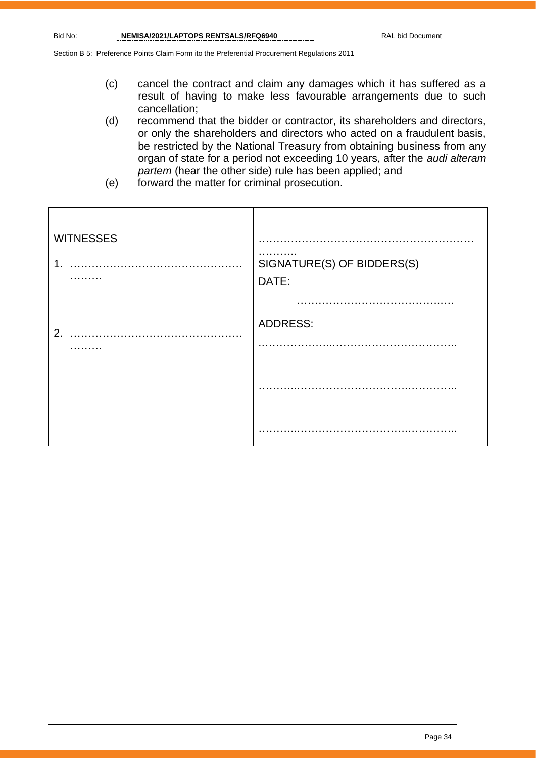(c) cancel the contract and claim any damages which it has suffered as a result of having to make less favourable arrangements due to such cancellation;

(d) recommend that the bidder or contractor, its shareholders and directors, or only the shareholders and directors who acted on a fraudulent basis, be restricted by the National Treasury from obtaining business from any organ of state for a period not exceeding 10 years, after the *audi alteram partem* (hear the other side) rule has been applied; and

(e) forward the matter for criminal prosecution.

| | |
|---|---|
| WITNESSES<br><br>1. ………………………………………………<br><br>2. ……………………………………………… | ……………………………………………………………<br>SIGNATURE(S) OF BIDDERS(S)<br><br>DATE:<br>……………………………………<br><br>ADDRESS:<br>……………………………………………………<br><br>……………………………………………………<br><br>…………………………………………………… |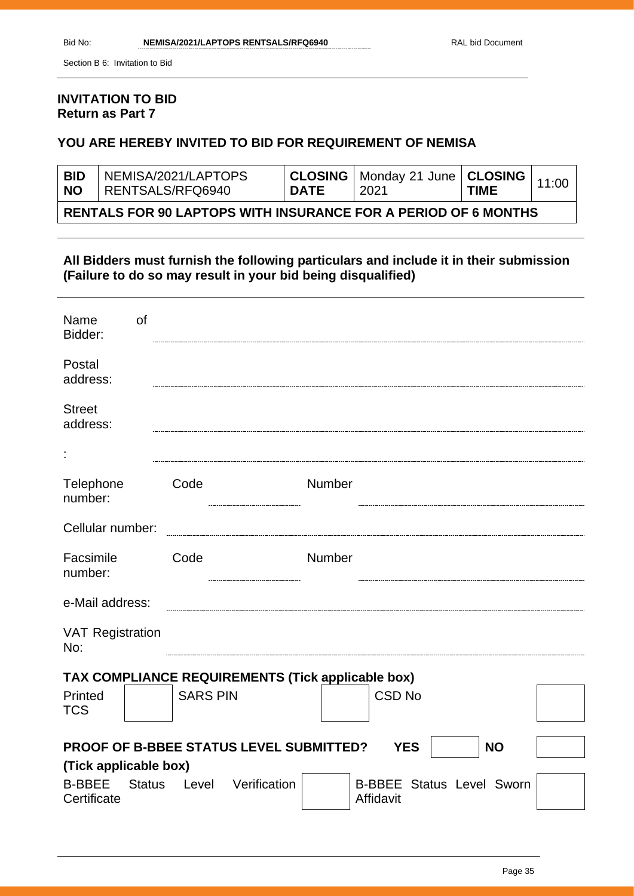## INVITATION TO BID
**Return as Part 7**

### YOU ARE HEREBY INVITED TO BID FOR REQUIREMENT OF NEMISA

| **BID NO** | NEMISA/2021/LAPTOPS RENTSALS/RFQ6940 | **CLOSING DATE** | Monday 21 June 2021 | **CLOSING TIME** | 11:00 |
|---|---|---|---|---|---|
| **RENTALS FOR 90 LAPTOPS WITH INSURANCE FOR A PERIOD OF 6 MONTHS** | | | | | |

**All Bidders must furnish the following particulars and include it in their submission (Failure to do so may result in your bid being disqualified)**

Name of Bidder: ..........................................................................

Postal address: ..........................................................................

Street address: ..........................................................................

: ..........................................................................

Telephone number: Code .................... Number ..........................................

Cellular number: ..........................................................................

Facsimile number: Code .................... Number ..........................................

e-Mail address: ..........................................................................

VAT Registration No: ..........................................................................

**TAX COMPLIANCE REQUIREMENTS (Tick applicable box)**

| | | | | | |
|---|---|---|---|---|---|
| Printed TCS | | SARS PIN | | CSD No | |

**PROOF OF B-BBEE STATUS LEVEL SUBMITTED?** **YES** ☐ **NO** ☐

**(Tick applicable box)**

| | | | |
|---|---|---|---|
| B-BBEE Status Level Verification Certificate | | B-BBEE Status Level Sworn Affidavit | |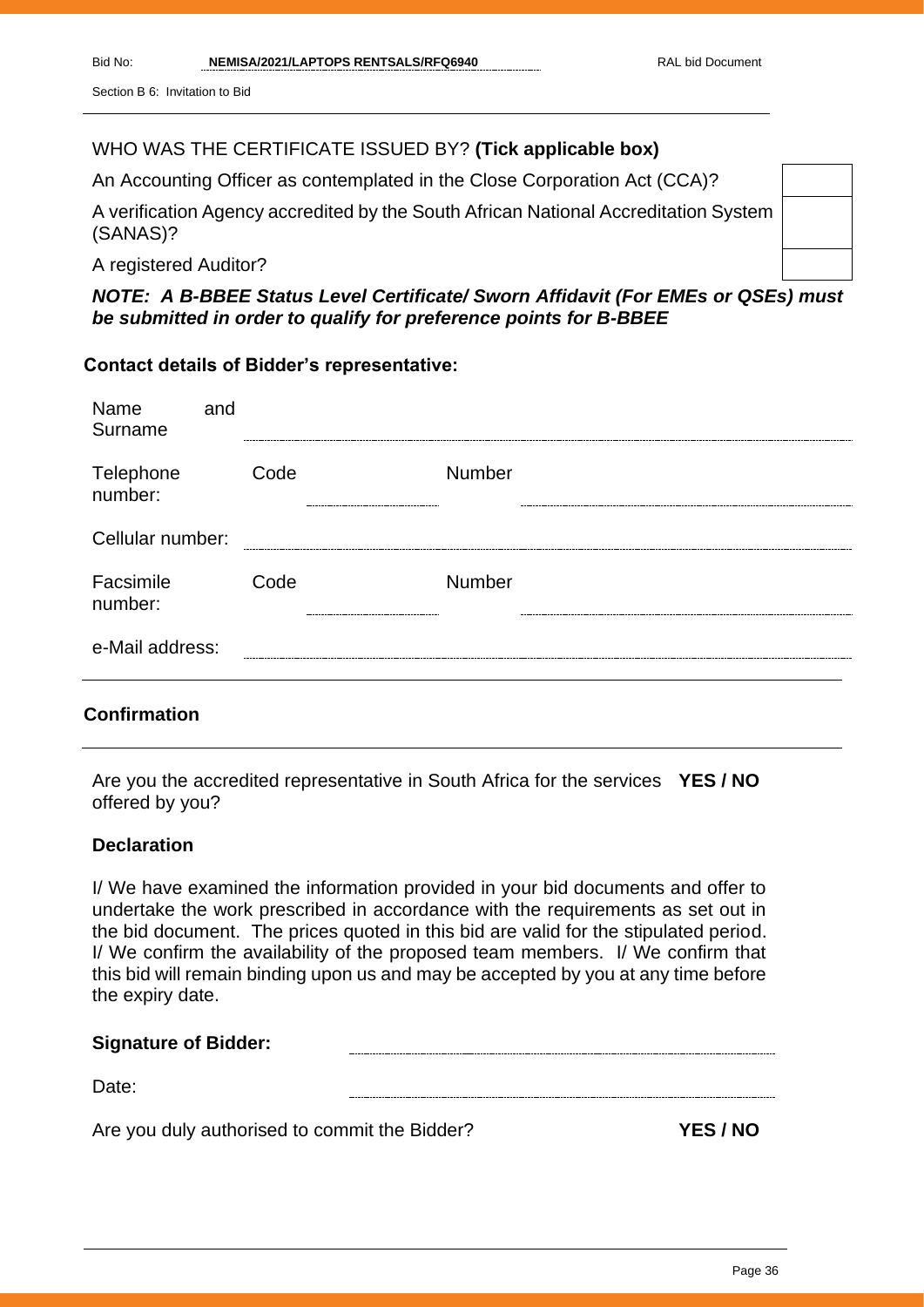WHO WAS THE CERTIFICATE ISSUED BY? **(Tick applicable box)**

| | |
|---|---|
| An Accounting Officer as contemplated in the Close Corporation Act (CCA)? | |
| A verification Agency accredited by the South African National Accreditation System (SANAS)? | |
| A registered Auditor? | |

***NOTE: A B-BBEE Status Level Certificate/ Sworn Affidavit (For EMEs or QSEs) must be submitted in order to qualify for preference points for B-BBEE***

**Contact details of Bidder's representative:**

| | | | | |
|---|---|---|---|---|
| Name and Surname | | | | |
| Telephone number: | Code | | Number | |
| Cellular number: | | | | |
| Facsimile number: | Code | | Number | |
| e-Mail address: | | | | |

**Confirmation**

Are you the accredited representative in South Africa for the services offered by you? **YES / NO**

**Declaration**

I/ We have examined the information provided in your bid documents and offer to undertake the work prescribed in accordance with the requirements as set out in the bid document. The prices quoted in this bid are valid for the stipulated period. I/ We confirm the availability of the proposed team members. I/ We confirm that this bid will remain binding upon us and may be accepted by you at any time before the expiry date.

**Signature of Bidder:** ..................................................

Date: ..................................................

Are you duly authorised to commit the Bidder? **YES / NO**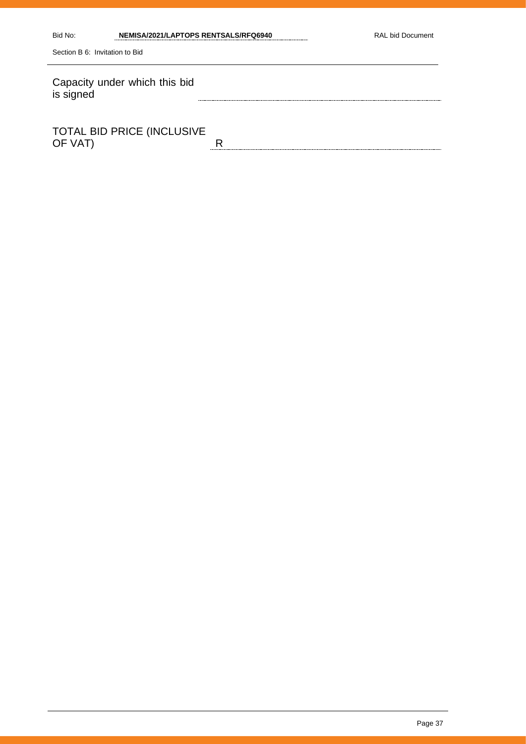Capacity under which this bid is signed ..................................................

TOTAL BID PRICE (INCLUSIVE OF VAT) R ..................................................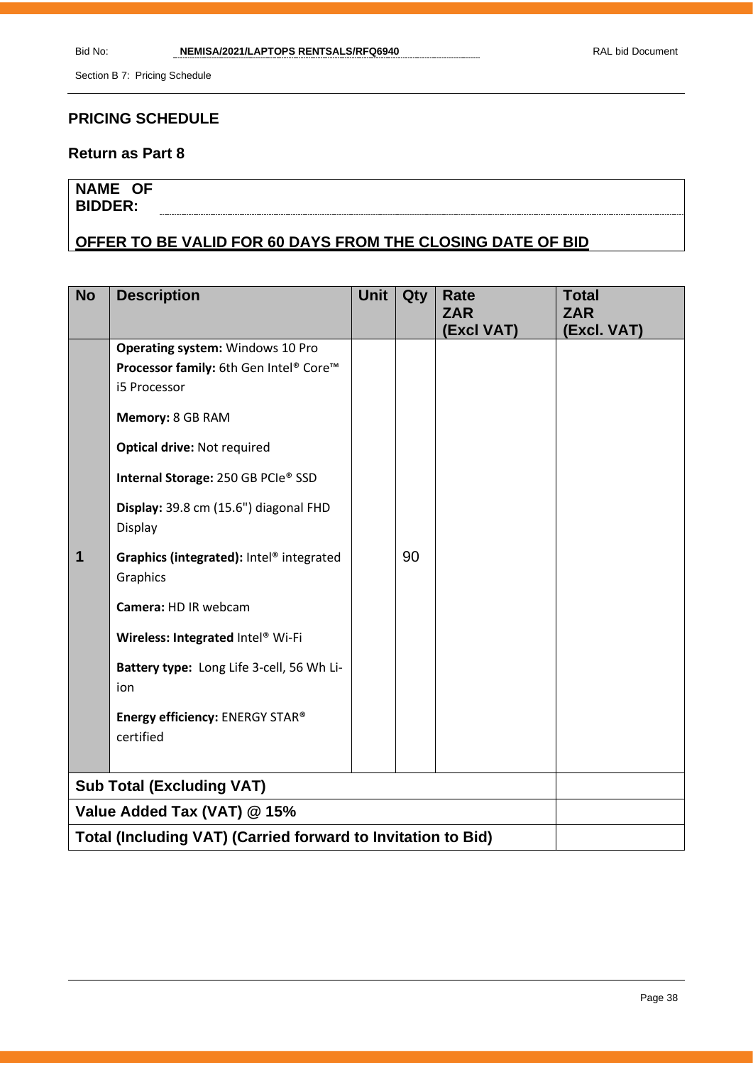## PRICING SCHEDULE

### Return as Part 8

**NAME OF BIDDER:** ………………………………………………………………………………………………

**OFFER TO BE VALID FOR 60 DAYS FROM THE CLOSING DATE OF BID**

| No | Description | Unit | Qty | Rate ZAR (Excl VAT) | Total ZAR (Excl. VAT) |
|---|---|---|---|---|---|
| 1 | **Operating system:** Windows 10 Pro<br>**Processor family:** 6th Gen Intel® Core™ i5 Processor<br>**Memory:** 8 GB RAM<br>**Optical drive:** Not required<br>**Internal Storage:** 250 GB PCIe® SSD<br>**Display:** 39.8 cm (15.6") diagonal FHD Display<br>**Graphics (integrated):** Intel® integrated Graphics<br>**Camera:** HD IR webcam<br>**Wireless: Integrated** Intel® Wi-Fi<br>**Battery type:** Long Life 3-cell, 56 Wh Li-ion<br>**Energy efficiency:** ENERGY STAR® certified | | 90 | | |
| **Sub Total (Excluding VAT)** | | | | | |
| **Value Added Tax (VAT) @ 15%** | | | | | |
| **Total (Including VAT) (Carried forward to Invitation to Bid)** | | | | | |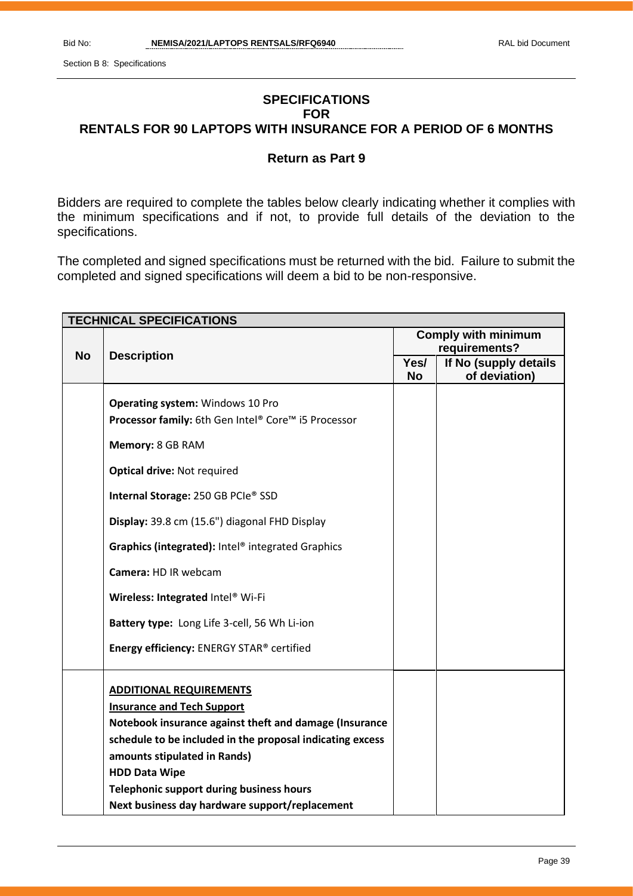## SPECIFICATIONS
## FOR
## RENTALS FOR 90 LAPTOPS WITH INSURANCE FOR A PERIOD OF 6 MONTHS

### Return as Part 9

Bidders are required to complete the tables below clearly indicating whether it complies with the minimum specifications and if not, to provide full details of the deviation to the specifications.

The completed and signed specifications must be returned with the bid. Failure to submit the completed and signed specifications will deem a bid to be non-responsive.

| **TECHNICAL SPECIFICATIONS** | | | |
|---|---|---|---|
| **No** | **Description** | **Comply with minimum requirements?** | |
| | | **Yes/ No** | **If No (supply details of deviation)** |
| | **Operating system:** Windows 10 Pro<br>**Processor family:** 6th Gen Intel® Core™ i5 Processor<br>**Memory:** 8 GB RAM<br>**Optical drive:** Not required<br>**Internal Storage:** 250 GB PCIe® SSD<br>**Display:** 39.8 cm (15.6") diagonal FHD Display<br>**Graphics (integrated):** Intel® integrated Graphics<br>**Camera:** HD IR webcam<br>**Wireless: Integrated** Intel® Wi-Fi<br>**Battery type:** Long Life 3-cell, 56 Wh Li-ion<br>**Energy efficiency:** ENERGY STAR® certified | | |
| | **ADDITIONAL REQUIREMENTS**<br>**Insurance and Tech Support**<br>**Notebook insurance against theft and damage (Insurance schedule to be included in the proposal indicating excess amounts stipulated in Rands)**<br>**HDD Data Wipe**<br>**Telephonic support during business hours**<br>**Next business day hardware support/replacement** | | |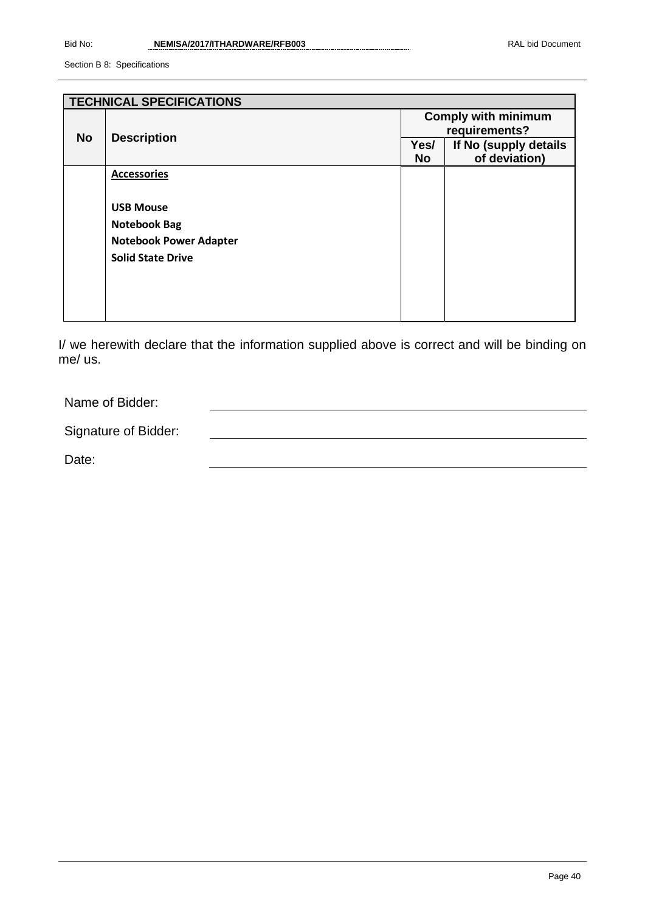Section B 8: Specifications

| TECHNICAL SPECIFICATIONS | | | |
|---|---|---|---|
| **No** | **Description** | **Comply with minimum requirements?** | |
| | | **Yes/ No** | **If No (supply details of deviation)** |
| | **Accessories**<br><br>**USB Mouse**<br>**Notebook Bag**<br>**Notebook Power Adapter**<br>**Solid State Drive** | | |

I/ we herewith declare that the information supplied above is correct and will be binding on me/ us.

Name of Bidder: ______________________________

Signature of Bidder: ______________________________

Date: ______________________________